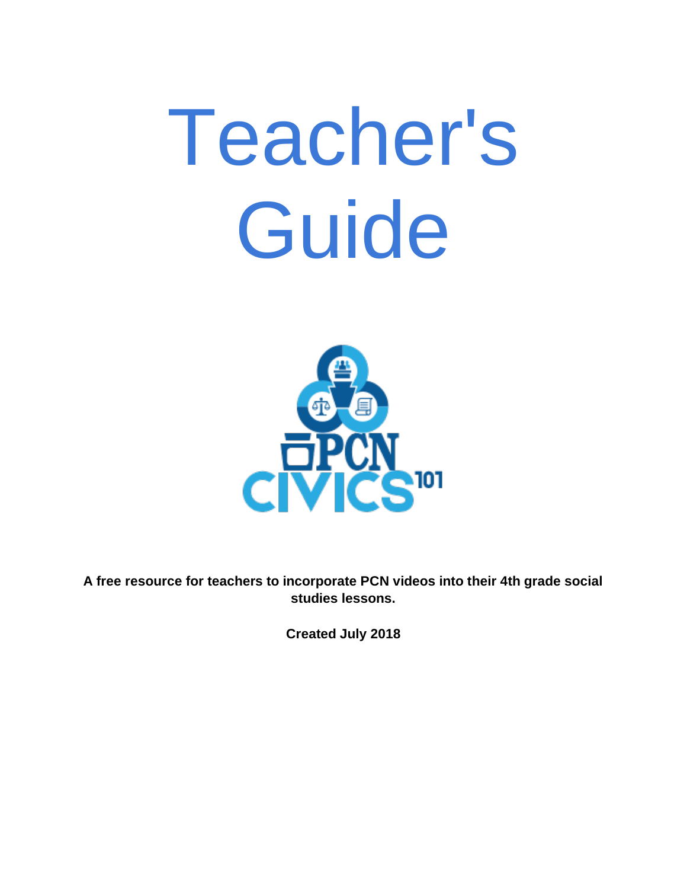# Teacher's Guide

PCN CIVICS 101

**A free resource for teachers to incorporate PCN videos into their 4th grade social studies lessons.**

**Created July 2018**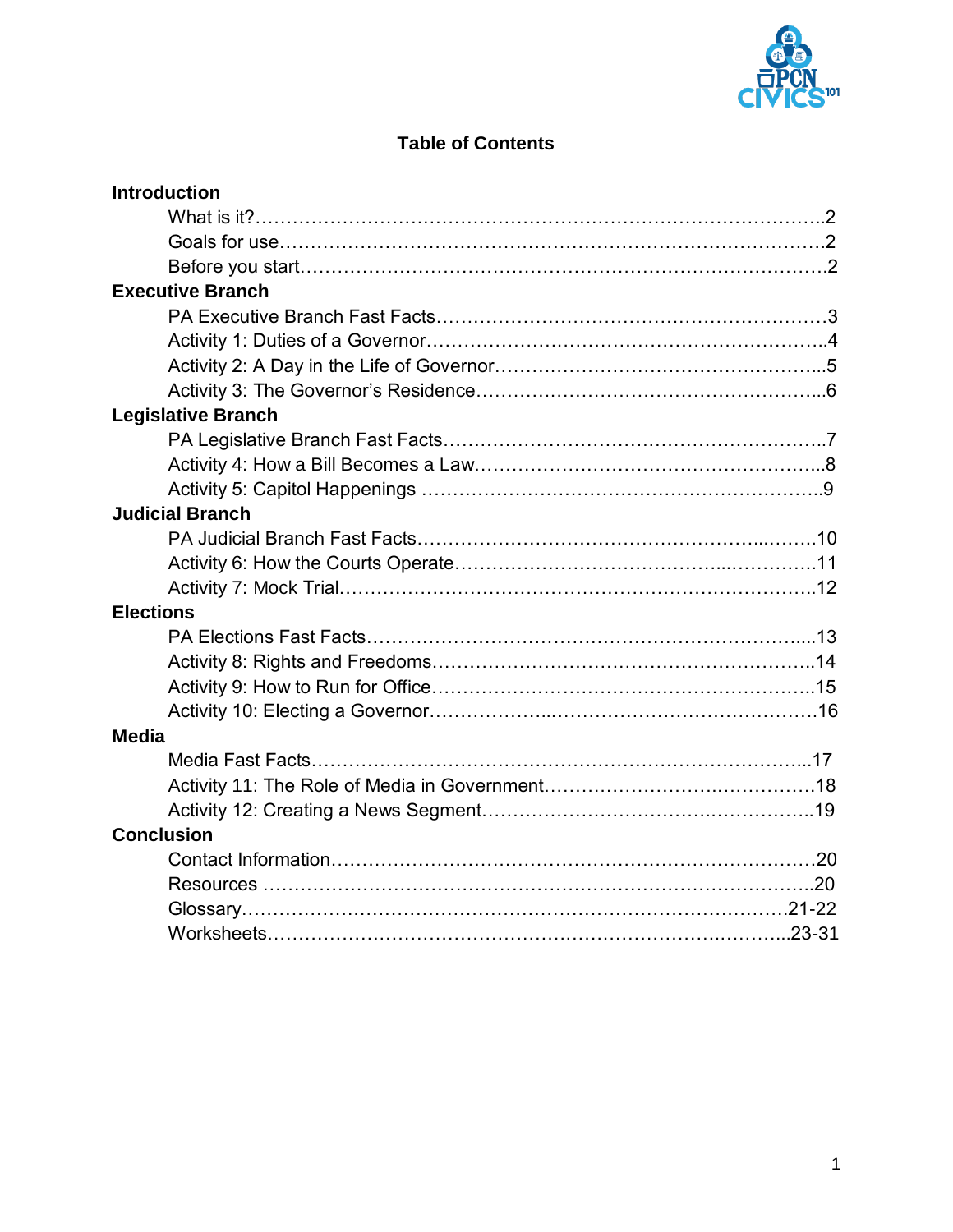# Table of Contents

**Introduction**

- What is it?……………………………………………………………………………..2
- Goals for use…………………………………………………………………………2
- Before you start………………………………………………………………………2

**Executive Branch**

- PA Executive Branch Fast Facts………………………………………………………3
- Activity 1: Duties of a Governor………………………………………………………..4
- Activity 2: A Day in the Life of Governor……………………………………………..5
- Activity 3: The Governor's Residence…………………………………………………..6

**Legislative Branch**

- PA Legislative Branch Fast Facts……………………………………………………..7
- Activity 4: How a Bill Becomes a Law…………………………………………………..8
- Activity 5: Capitol Happenings ………………………………………………………..9

**Judicial Branch**

- PA Judicial Branch Fast Facts…………………………………………………..……10
- Activity 6: How the Courts Operate……………………………………...……………11
- Activity 7: Mock Trial…………………………………………………………………..12

**Elections**

- PA Elections Fast Facts……………………………………………………………....13
- Activity 8: Rights and Freedoms……………………………………………………..14
- Activity 9: How to Run for Office……………………………………………………..15
- Activity 10: Electing a Governor……………….……………………………………16

**Media**

- Media Fast Facts……………………………………………………………………...17
- Activity 11: The Role of Media in Government……………………….……………18
- Activity 12: Creating a News Segment…………………………………….……………..19

**Conclusion**

- Contact Information…………………………………………………………………20
- Resources …………………………………………………………………………..20
- Glossary……………………………………………………………………………21-22
- Worksheets…………………………………………………………………………..23-31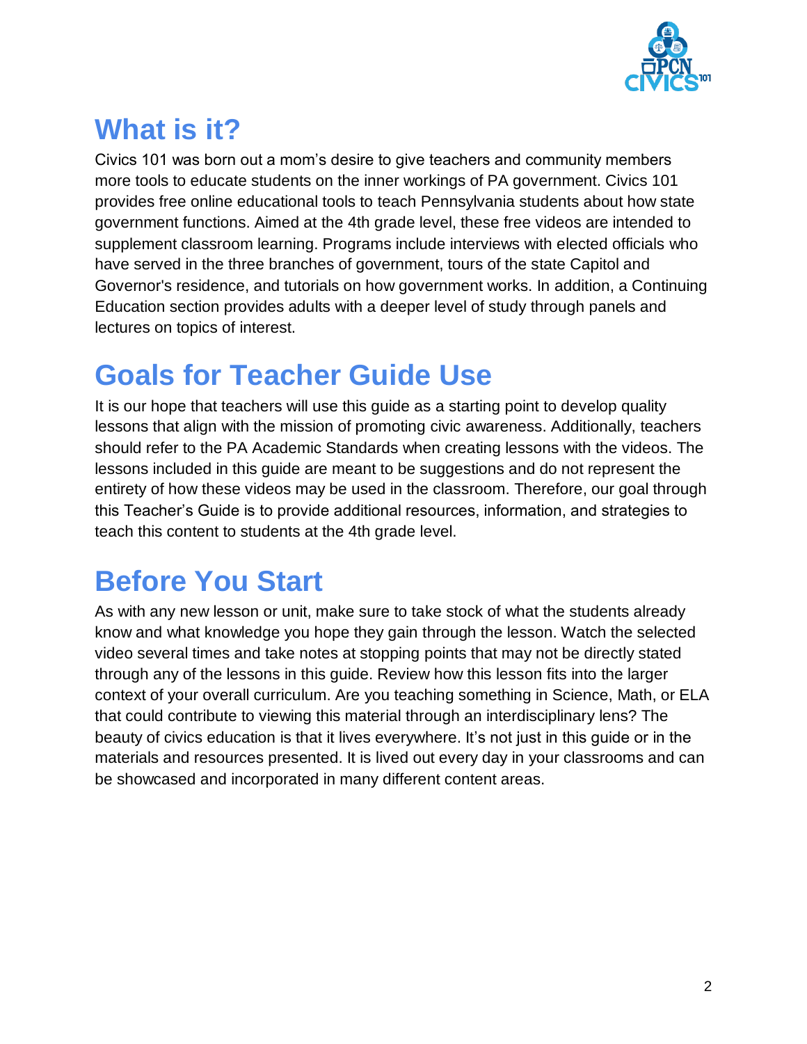# What is it?

Civics 101 was born out a mom's desire to give teachers and community members more tools to educate students on the inner workings of PA government. Civics 101 provides free online educational tools to teach Pennsylvania students about how state government functions. Aimed at the 4th grade level, these free videos are intended to supplement classroom learning. Programs include interviews with elected officials who have served in the three branches of government, tours of the state Capitol and Governor's residence, and tutorials on how government works. In addition, a Continuing Education section provides adults with a deeper level of study through panels and lectures on topics of interest.

# Goals for Teacher Guide Use

It is our hope that teachers will use this guide as a starting point to develop quality lessons that align with the mission of promoting civic awareness. Additionally, teachers should refer to the PA Academic Standards when creating lessons with the videos. The lessons included in this guide are meant to be suggestions and do not represent the entirety of how these videos may be used in the classroom. Therefore, our goal through this Teacher's Guide is to provide additional resources, information, and strategies to teach this content to students at the 4th grade level.

# Before You Start

As with any new lesson or unit, make sure to take stock of what the students already know and what knowledge you hope they gain through the lesson. Watch the selected video several times and take notes at stopping points that may not be directly stated through any of the lessons in this guide. Review how this lesson fits into the larger context of your overall curriculum. Are you teaching something in Science, Math, or ELA that could contribute to viewing this material through an interdisciplinary lens? The beauty of civics education is that it lives everywhere. It's not just in this guide or in the materials and resources presented. It is lived out every day in your classrooms and can be showcased and incorporated in many different content areas.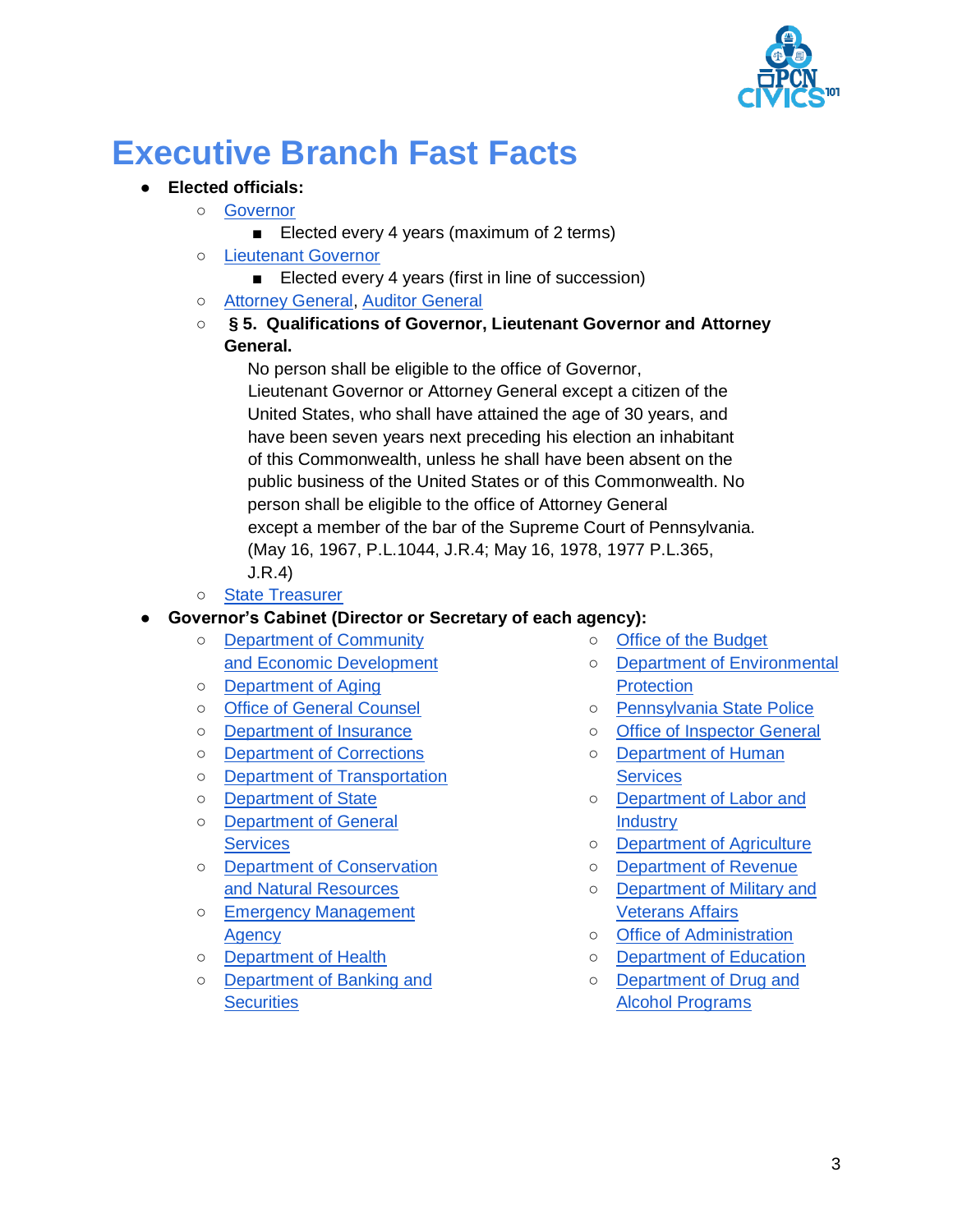# Executive Branch Fast Facts

- **Elected officials:**
  - Governor
    - Elected every 4 years (maximum of 2 terms)
  - Lieutenant Governor
    - Elected every 4 years (first in line of succession)
  - Attorney General, Auditor General
  - **§ 5. Qualifications of Governor, Lieutenant Governor and Attorney General.**

    No person shall be eligible to the office of Governor, Lieutenant Governor or Attorney General except a citizen of the United States, who shall have attained the age of 30 years, and have been seven years next preceding his election an inhabitant of this Commonwealth, unless he shall have been absent on the public business of the United States or of this Commonwealth. No person shall be eligible to the office of Attorney General except a member of the bar of the Supreme Court of Pennsylvania. (May 16, 1967, P.L.1044, J.R.4; May 16, 1978, 1977 P.L.365, J.R.4)
  - State Treasurer
- **Governor's Cabinet (Director or Secretary of each agency):**
  - Department of Community and Economic Development
  - Department of Aging
  - Office of General Counsel
  - Department of Insurance
  - Department of Corrections
  - Department of Transportation
  - Department of State
  - Department of General Services
  - Department of Conservation and Natural Resources
  - Emergency Management Agency
  - Department of Health
  - Department of Banking and Securities
  - Office of the Budget
  - Department of Environmental Protection
  - Pennsylvania State Police
  - Office of Inspector General
  - Department of Human Services
  - Department of Labor and Industry
  - Department of Agriculture
  - Department of Revenue
  - Department of Military and Veterans Affairs
  - Office of Administration
  - Department of Education
  - Department of Drug and Alcohol Programs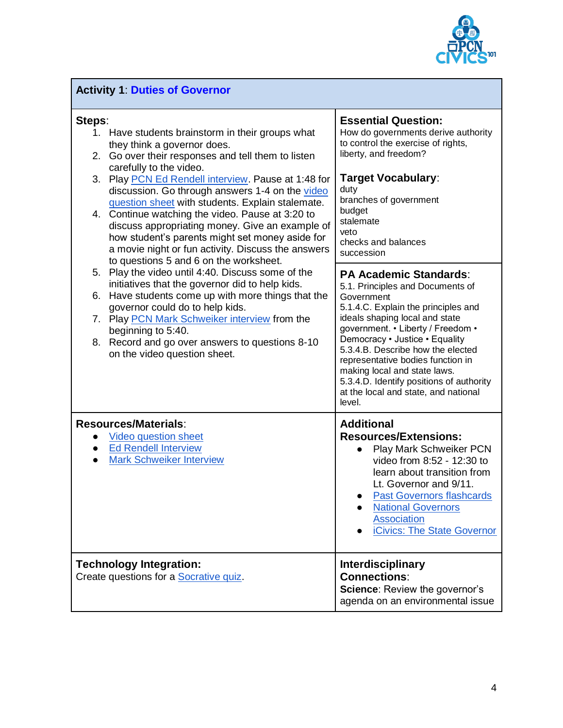## Activity 1: Duties of Governor

**Steps**:

1. Have students brainstorm in their groups what they think a governor does.
2. Go over their responses and tell them to listen carefully to the video.
3. Play PCN Ed Rendell interview. Pause at 1:48 for discussion. Go through answers 1-4 on the video question sheet with students. Explain stalemate.
4. Continue watching the video. Pause at 3:20 to discuss appropriating money. Give an example of how student's parents might set money aside for a movie night or fun activity. Discuss the answers to questions 5 and 6 on the worksheet.
5. Play the video until 4:40. Discuss some of the initiatives that the governor did to help kids.
6. Have students come up with more things that the governor could do to help kids.
7. Play PCN Mark Schweiker interview from the beginning to 5:40.
8. Record and go over answers to questions 8-10 on the video question sheet.

**Essential Question:**
How do governments derive authority to control the exercise of rights, liberty, and freedom?

**Target Vocabulary**:
duty
branches of government
budget
stalemate
veto
checks and balances
succession

**PA Academic Standards**:
5.1. Principles and Documents of Government
5.1.4.C. Explain the principles and ideals shaping local and state government. • Liberty / Freedom • Democracy • Justice • Equality
5.3.4.B. Describe how the elected representative bodies function in making local and state laws.
5.3.4.D. Identify positions of authority at the local and state, and national level.

**Resources/Materials**:

- Video question sheet
- Ed Rendell Interview
- Mark Schweiker Interview

**Additional Resources/Extensions:**

- Play Mark Schweiker PCN video from 8:52 - 12:30 to learn about transition from Lt. Governor and 9/11.
- Past Governors flashcards
- National Governors Association
- iCivics: The State Governor

**Technology Integration:**
Create questions for a Socrative quiz.

**Interdisciplinary Connections**:
**Science**: Review the governor's agenda on an environmental issue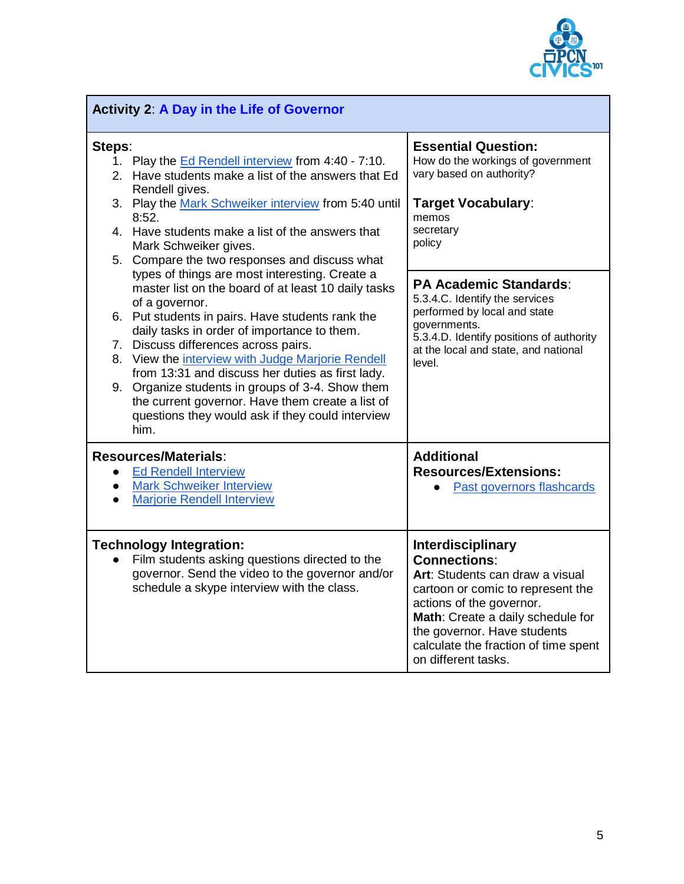## Activity 2: A Day in the Life of Governor

**Steps**:

1. Play the Ed Rendell interview from 4:40 - 7:10.
2. Have students make a list of the answers that Ed Rendell gives.
3. Play the Mark Schweiker interview from 5:40 until 8:52.
4. Have students make a list of the answers that Mark Schweiker gives.
5. Compare the two responses and discuss what types of things are most interesting. Create a master list on the board of at least 10 daily tasks of a governor.
6. Put students in pairs. Have students rank the daily tasks in order of importance to them.
7. Discuss differences across pairs.
8. View the interview with Judge Marjorie Rendell from 13:31 and discuss her duties as first lady.
9. Organize students in groups of 3-4. Show them the current governor. Have them create a list of questions they would ask if they could interview him.

**Essential Question:**
How do the workings of government vary based on authority?

**Target Vocabulary**:
memos
secretary
policy

**PA Academic Standards**:
5.3.4.C. Identify the services performed by local and state governments.
5.3.4.D. Identify positions of authority at the local and state, and national level.

**Resources/Materials**:

- Ed Rendell Interview
- Mark Schweiker Interview
- Marjorie Rendell Interview

**Additional Resources/Extensions:**

- Past governors flashcards

**Technology Integration:**

- Film students asking questions directed to the governor. Send the video to the governor and/or schedule a skype interview with the class.

**Interdisciplinary Connections**:
**Art**: Students can draw a visual cartoon or comic to represent the actions of the governor.
**Math**: Create a daily schedule for the governor. Have students calculate the fraction of time spent on different tasks.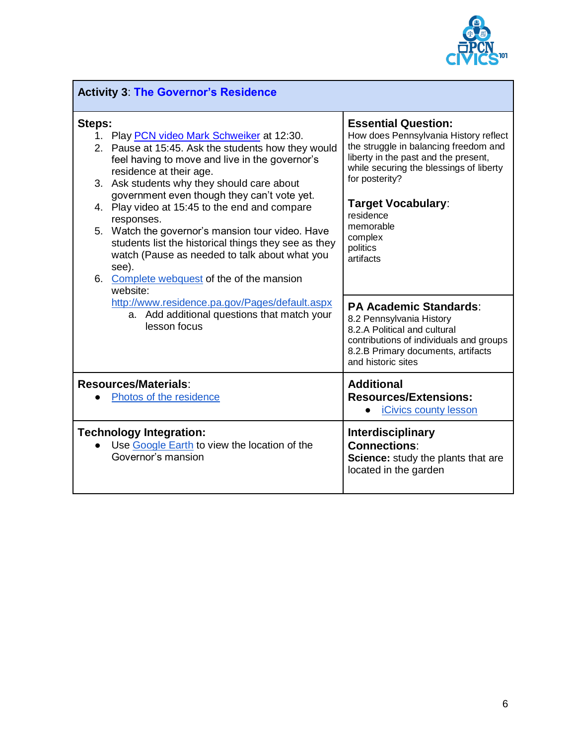## Activity 3: The Governor's Residence

**Steps:**

1. Play PCN video Mark Schweiker at 12:30.
2. Pause at 15:45. Ask the students how they would feel having to move and live in the governor's residence at their age.
3. Ask students why they should care about government even though they can't vote yet.
4. Play video at 15:45 to the end and compare responses.
5. Watch the governor's mansion tour video. Have students list the historical things they see as they watch (Pause as needed to talk about what you see).
6. Complete webquest of the of the mansion website: http://www.residence.pa.gov/Pages/default.aspx
   a. Add additional questions that match your lesson focus

**Essential Question:**
How does Pennsylvania History reflect the struggle in balancing freedom and liberty in the past and the present, while securing the blessings of liberty for posterity?

**Target Vocabulary:**
residence
memorable
complex
politics
artifacts

**PA Academic Standards:**
8.2 Pennsylvania History
8.2.A Political and cultural contributions of individuals and groups
8.2.B Primary documents, artifacts and historic sites

**Resources/Materials:**

- Photos of the residence

**Additional Resources/Extensions:**

- iCivics county lesson

**Technology Integration:**

- Use Google Earth to view the location of the Governor's mansion

**Interdisciplinary Connections:**
**Science:** study the plants that are located in the garden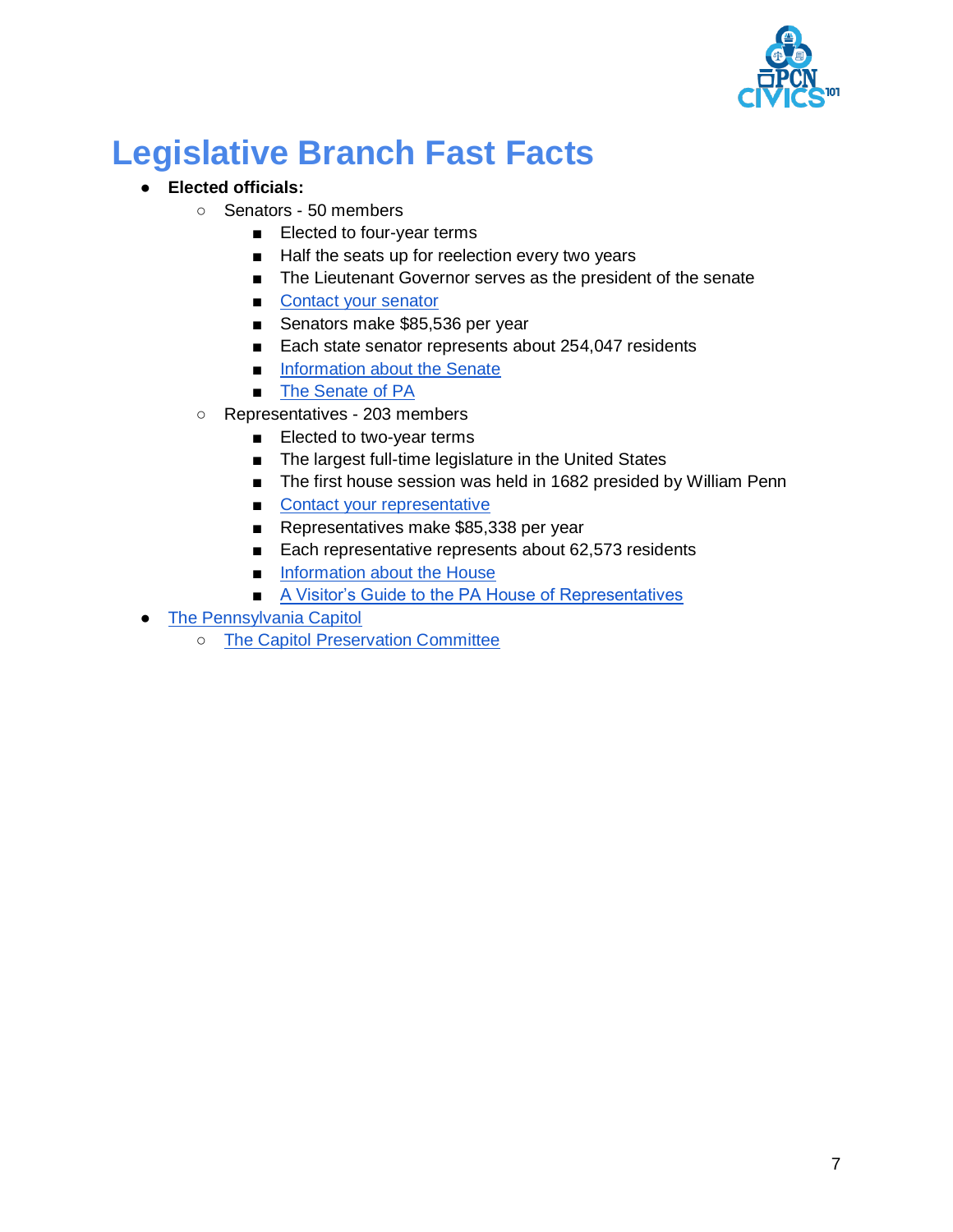# Legislative Branch Fast Facts

- **Elected officials:**
  - Senators - 50 members
    - Elected to four-year terms
    - Half the seats up for reelection every two years
    - The Lieutenant Governor serves as the president of the senate
    - Contact your senator
    - Senators make $85,536 per year
    - Each state senator represents about 254,047 residents
    - Information about the Senate
    - The Senate of PA
  - Representatives - 203 members
    - Elected to two-year terms
    - The largest full-time legislature in the United States
    - The first house session was held in 1682 presided by William Penn
    - Contact your representative
    - Representatives make $85,338 per year
    - Each representative represents about 62,573 residents
    - Information about the House
    - A Visitor's Guide to the PA House of Representatives
- The Pennsylvania Capitol
  - The Capitol Preservation Committee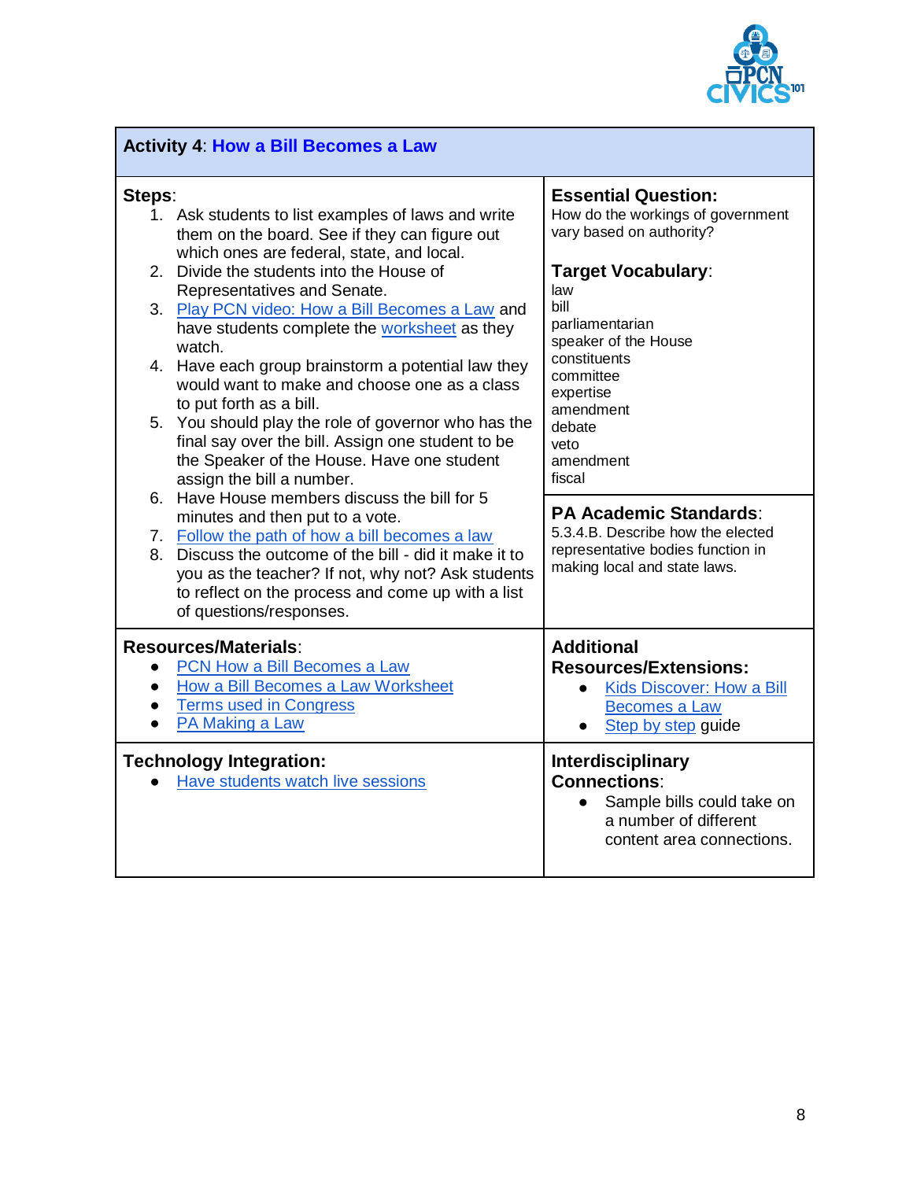## Activity 4: How a Bill Becomes a Law

**Steps:**

1. Ask students to list examples of laws and write them on the board. See if they can figure out which ones are federal, state, and local.
2. Divide the students into the House of Representatives and Senate.
3. Play PCN video: How a Bill Becomes a Law and have students complete the worksheet as they watch.
4. Have each group brainstorm a potential law they would want to make and choose one as a class to put forth as a bill.
5. You should play the role of governor who has the final say over the bill. Assign one student to be the Speaker of the House. Have one student assign the bill a number.
6. Have House members discuss the bill for 5 minutes and then put to a vote.
7. Follow the path of how a bill becomes a law
8. Discuss the outcome of the bill - did it make it to you as the teacher? If not, why not? Ask students to reflect on the process and come up with a list of questions/responses.

**Essential Question:**
How do the workings of government vary based on authority?

**Target Vocabulary:**
law
bill
parliamentarian
speaker of the House
constituents
committee
expertise
amendment
debate
veto
amendment
fiscal

**PA Academic Standards:**
5.3.4.B. Describe how the elected representative bodies function in making local and state laws.

**Resources/Materials:**

- PCN How a Bill Becomes a Law
- How a Bill Becomes a Law Worksheet
- Terms used in Congress
- PA Making a Law

**Additional Resources/Extensions:**

- Kids Discover: How a Bill Becomes a Law
- Step by step guide

**Technology Integration:**

- Have students watch live sessions

**Interdisciplinary Connections:**

- Sample bills could take on a number of different content area connections.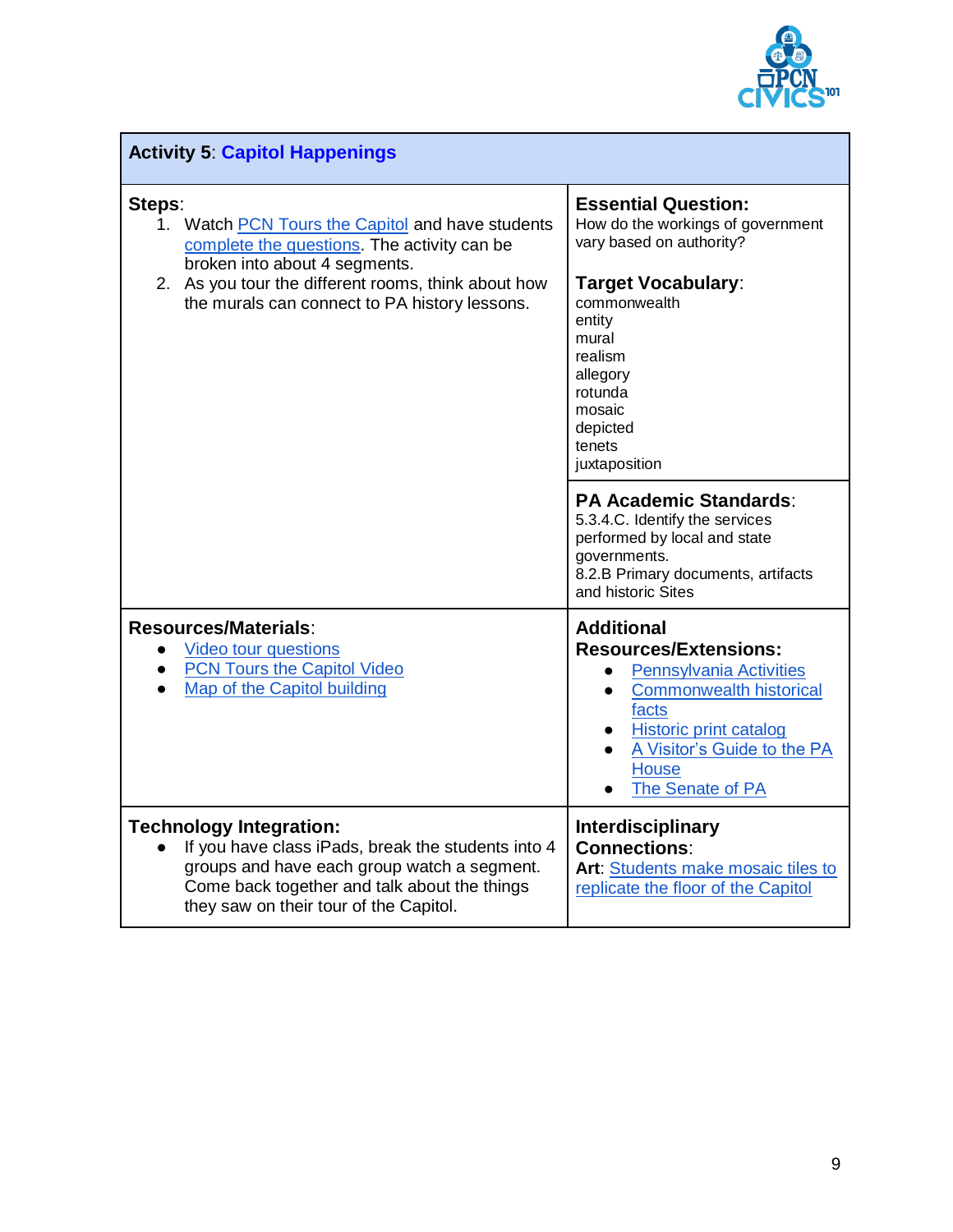## Activity 5: Capitol Happenings

**Steps**:

1. Watch PCN Tours the Capitol and have students complete the questions. The activity can be broken into about 4 segments.
2. As you tour the different rooms, think about how the murals can connect to PA history lessons.

**Essential Question:**
How do the workings of government vary based on authority?

**Target Vocabulary**:
commonwealth
entity
mural
realism
allegory
rotunda
mosaic
depicted
tenets
juxtaposition

**PA Academic Standards**:
5.3.4.C. Identify the services performed by local and state governments.
8.2.B Primary documents, artifacts and historic Sites

**Resources/Materials**:

- Video tour questions
- PCN Tours the Capitol Video
- Map of the Capitol building

**Additional Resources/Extensions:**

- Pennsylvania Activities
- Commonwealth historical facts
- Historic print catalog
- A Visitor's Guide to the PA House
- The Senate of PA

**Technology Integration:**

- If you have class iPads, break the students into 4 groups and have each group watch a segment. Come back together and talk about the things they saw on their tour of the Capitol.

**Interdisciplinary Connections**:
**Art**: Students make mosaic tiles to replicate the floor of the Capitol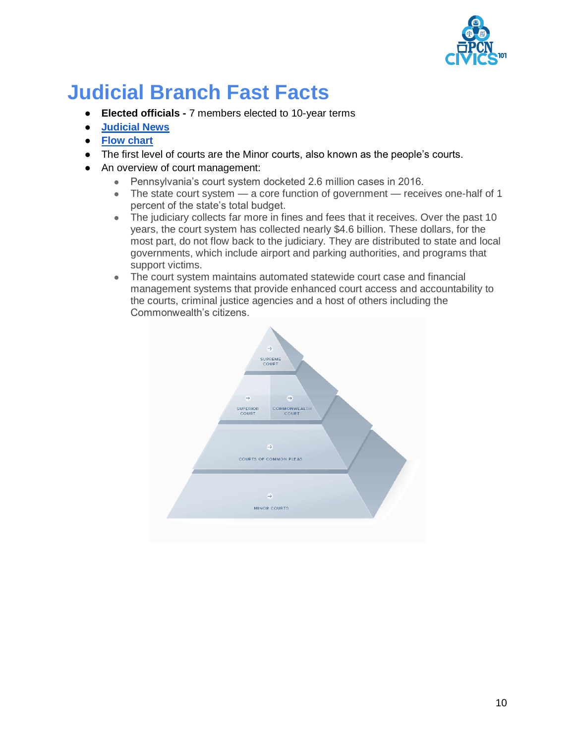# Judicial Branch Fast Facts

- **Elected officials -** 7 members elected to 10-year terms
- Judicial News
- Flow chart
- The first level of courts are the Minor courts, also known as the people's courts.
- An overview of court management:
  - Pennsylvania's court system docketed 2.6 million cases in 2016.
  - The state court system — a core function of government — receives one-half of 1 percent of the state's total budget.
  - The judiciary collects far more in fines and fees that it receives. Over the past 10 years, the court system has collected nearly $4.6 billion. These dollars, for the most part, do not flow back to the judiciary. They are distributed to state and local governments, which include airport and parking authorities, and programs that support victims.
  - The court system maintains automated statewide court case and financial management systems that provide enhanced court access and accountability to the courts, criminal justice agencies and a host of others including the Commonwealth's citizens.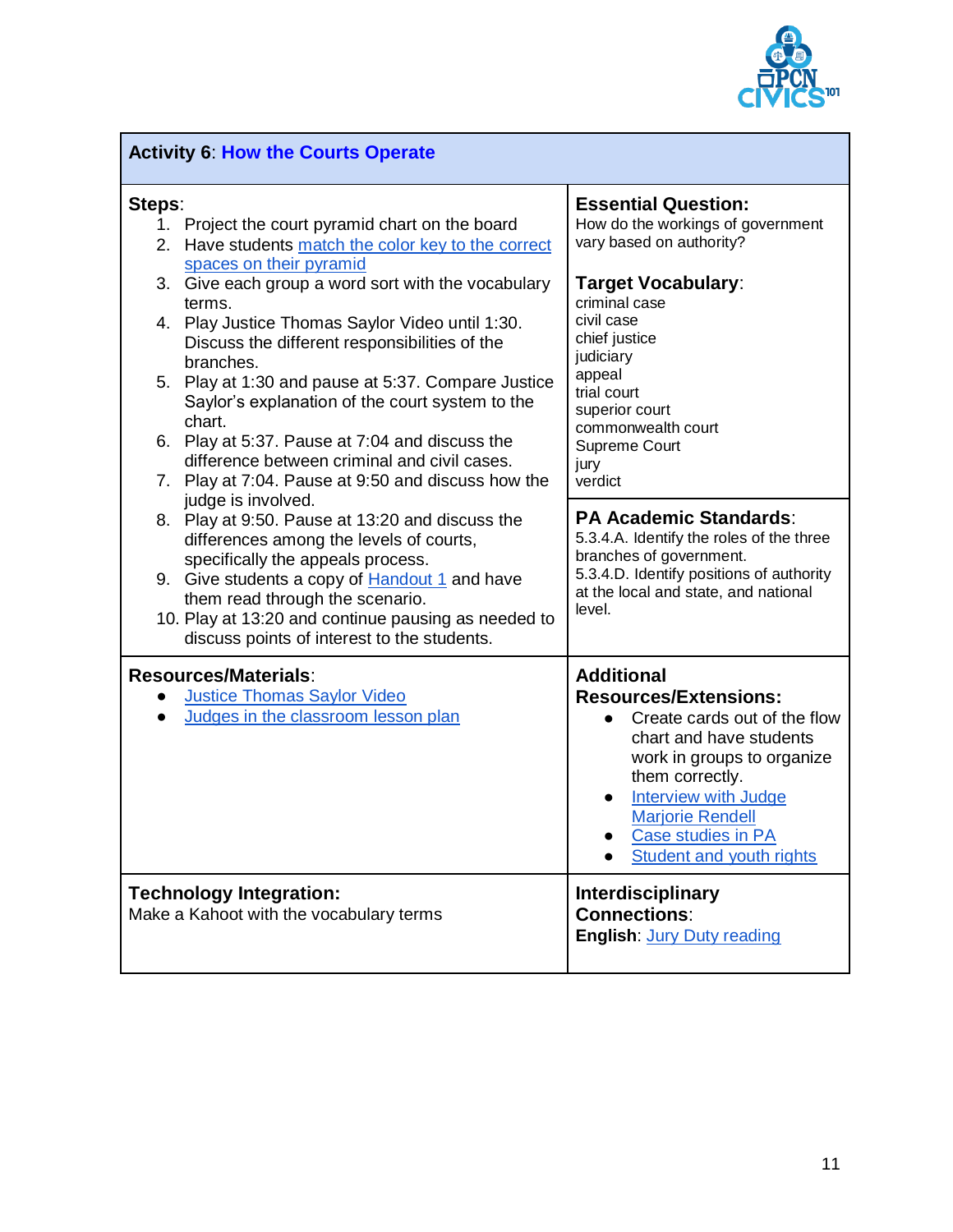## Activity 6: How the Courts Operate

**Steps**:

1. Project the court pyramid chart on the board
2. Have students match the color key to the correct spaces on their pyramid
3. Give each group a word sort with the vocabulary terms.
4. Play Justice Thomas Saylor Video until 1:30. Discuss the different responsibilities of the branches.
5. Play at 1:30 and pause at 5:37. Compare Justice Saylor's explanation of the court system to the chart.
6. Play at 5:37. Pause at 7:04 and discuss the difference between criminal and civil cases.
7. Play at 7:04. Pause at 9:50 and discuss how the judge is involved.
8. Play at 9:50. Pause at 13:20 and discuss the differences among the levels of courts, specifically the appeals process.
9. Give students a copy of Handout 1 and have them read through the scenario.
10. Play at 13:20 and continue pausing as needed to discuss points of interest to the students.

**Essential Question:**
How do the workings of government vary based on authority?

**Target Vocabulary**:
criminal case
civil case
chief justice
judiciary
appeal
trial court
superior court
commonwealth court
Supreme Court
jury
verdict

**PA Academic Standards**:
5.3.4.A. Identify the roles of the three branches of government.
5.3.4.D. Identify positions of authority at the local and state, and national level.

**Resources/Materials**:

- Justice Thomas Saylor Video
- Judges in the classroom lesson plan

**Additional Resources/Extensions:**

- Create cards out of the flow chart and have students work in groups to organize them correctly.
- Interview with Judge Marjorie Rendell
- Case studies in PA
- Student and youth rights

**Technology Integration:**
Make a Kahoot with the vocabulary terms

**Interdisciplinary Connections**:
**English**: Jury Duty reading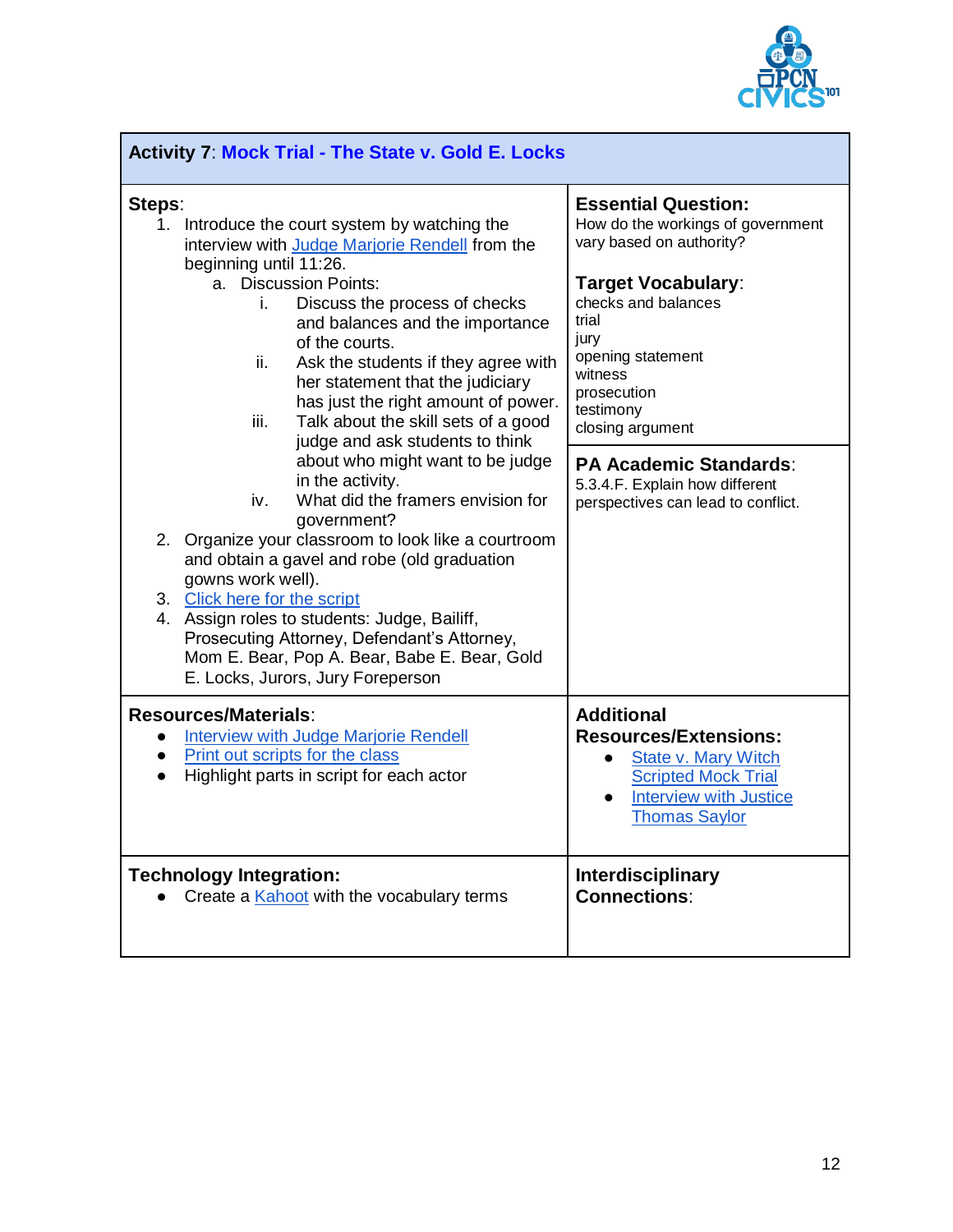## Activity 7: Mock Trial - The State v. Gold E. Locks

**Steps**:

1. Introduce the court system by watching the interview with Judge Marjorie Rendell from the beginning until 11:26.
   a. Discussion Points:
      i. Discuss the process of checks and balances and the importance of the courts.
      ii. Ask the students if they agree with her statement that the judiciary has just the right amount of power.
      iii. Talk about the skill sets of a good judge and ask students to think about who might want to be judge in the activity.
      iv. What did the framers envision for government?
2. Organize your classroom to look like a courtroom and obtain a gavel and robe (old graduation gowns work well).
3. Click here for the script
4. Assign roles to students: Judge, Bailiff, Prosecuting Attorney, Defendant's Attorney, Mom E. Bear, Pop A. Bear, Babe E. Bear, Gold E. Locks, Jurors, Jury Foreperson

**Essential Question:**
How do the workings of government vary based on authority?

**Target Vocabulary**:
checks and balances
trial
jury
opening statement
witness
prosecution
testimony
closing argument

**PA Academic Standards**:
5.3.4.F. Explain how different perspectives can lead to conflict.

**Resources/Materials**:

- Interview with Judge Marjorie Rendell
- Print out scripts for the class
- Highlight parts in script for each actor

**Additional Resources/Extensions:**

- State v. Mary Witch Scripted Mock Trial
- Interview with Justice Thomas Saylor

**Technology Integration:**

- Create a Kahoot with the vocabulary terms

**Interdisciplinary Connections**: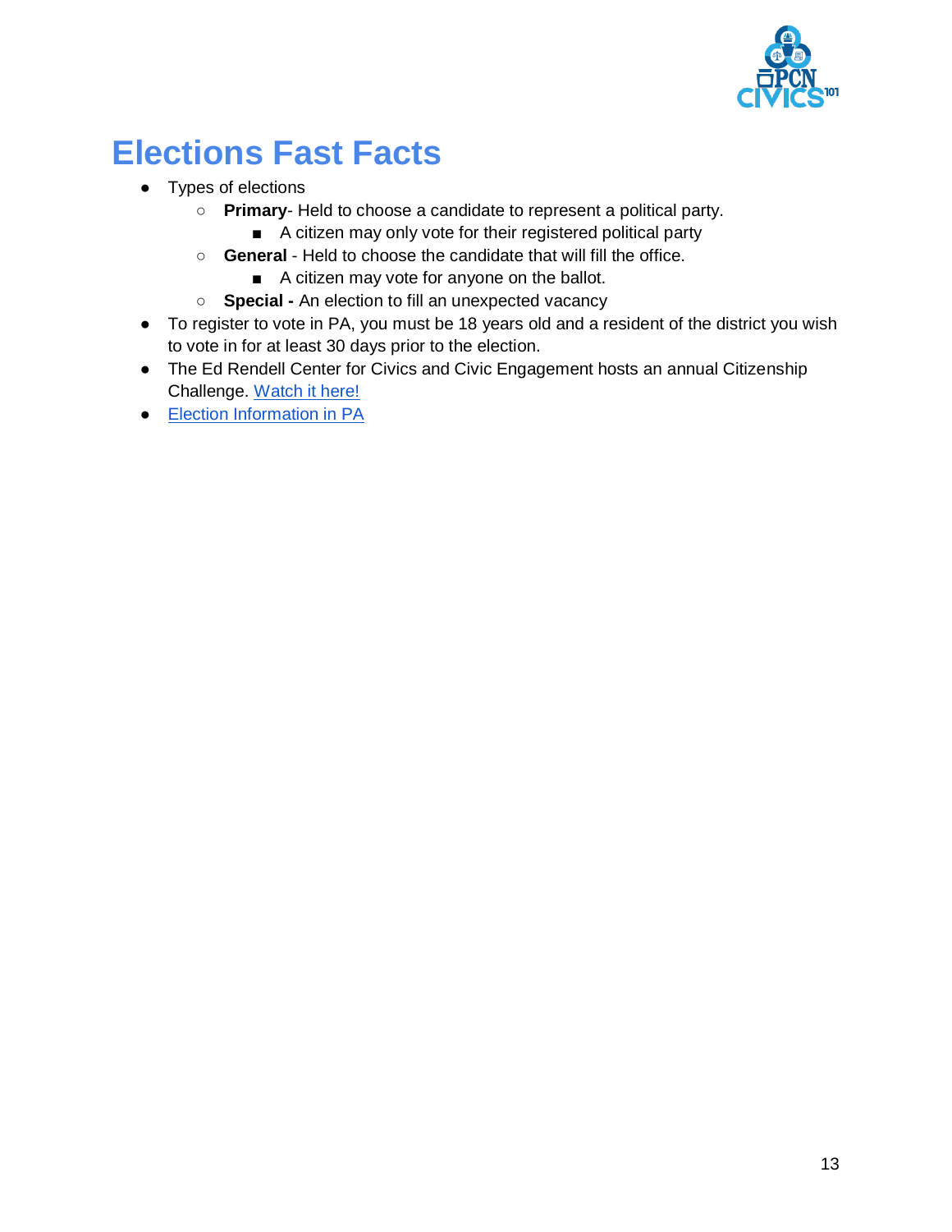# Elections Fast Facts

- Types of elections
  - **Primary**- Held to choose a candidate to represent a political party.
    - A citizen may only vote for their registered political party
  - **General** - Held to choose the candidate that will fill the office.
    - A citizen may vote for anyone on the ballot.
  - **Special -** An election to fill an unexpected vacancy
- To register to vote in PA, you must be 18 years old and a resident of the district you wish to vote in for at least 30 days prior to the election.
- The Ed Rendell Center for Civics and Civic Engagement hosts an annual Citizenship Challenge. Watch it here!
- Election Information in PA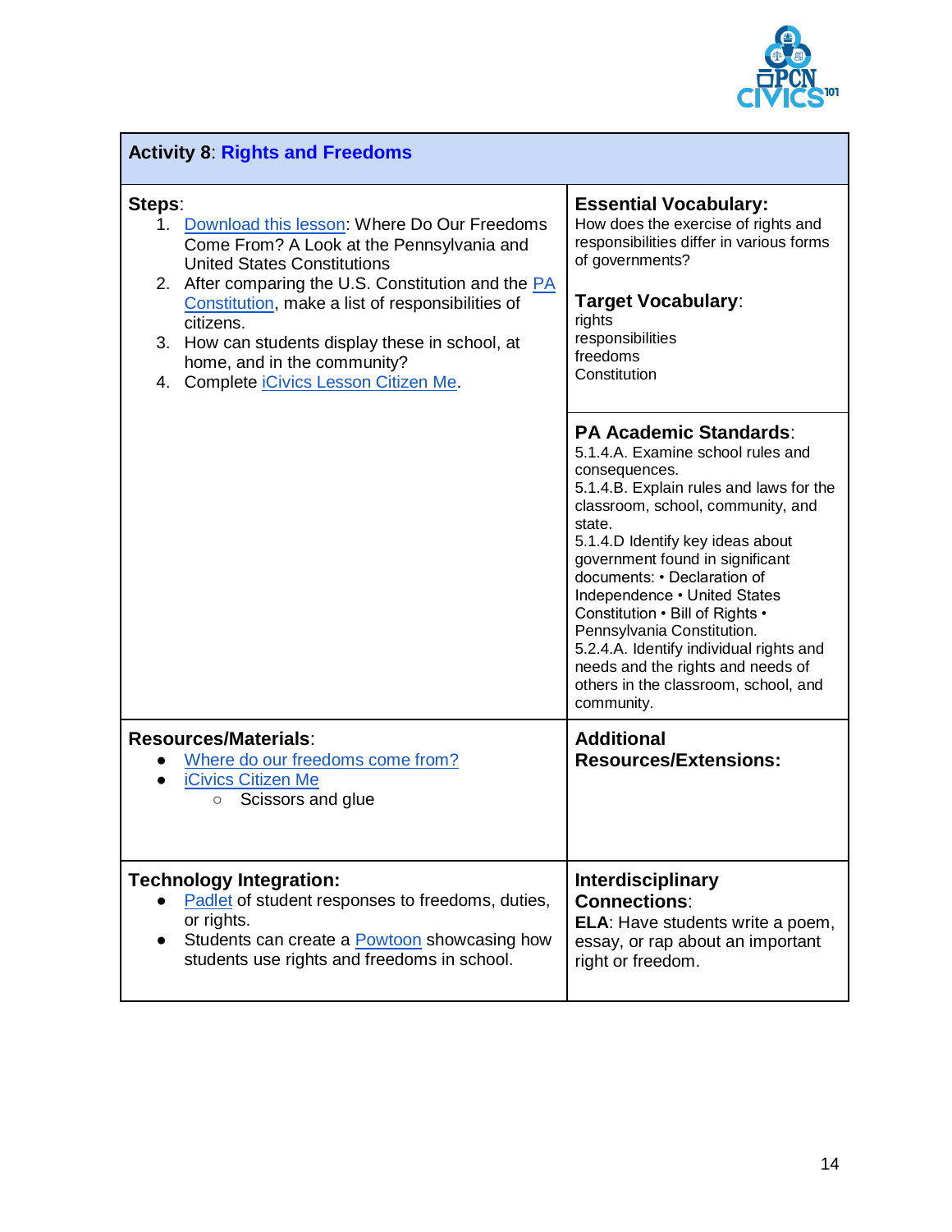## Activity 8: Rights and Freedoms

**Steps**:

1. Download this lesson: Where Do Our Freedoms Come From? A Look at the Pennsylvania and United States Constitutions
2. After comparing the U.S. Constitution and the PA Constitution, make a list of responsibilities of citizens.
3. How can students display these in school, at home, and in the community?
4. Complete iCivics Lesson Citizen Me.

**Essential Vocabulary:**
How does the exercise of rights and responsibilities differ in various forms of governments?

**Target Vocabulary**:
rights
responsibilities
freedoms
Constitution

**PA Academic Standards**:
5.1.4.A. Examine school rules and consequences.
5.1.4.B. Explain rules and laws for the classroom, school, community, and state.
5.1.4.D Identify key ideas about government found in significant documents: • Declaration of Independence • United States Constitution • Bill of Rights • Pennsylvania Constitution.
5.2.4.A. Identify individual rights and needs and the rights and needs of others in the classroom, school, and community.

**Resources/Materials**:

- Where do our freedoms come from?
- iCivics Citizen Me
  - Scissors and glue

**Additional Resources/Extensions:**

**Technology Integration:**

- Padlet of student responses to freedoms, duties, or rights.
- Students can create a Powtoon showcasing how students use rights and freedoms in school.

**Interdisciplinary Connections**:
**ELA**: Have students write a poem, essay, or rap about an important right or freedom.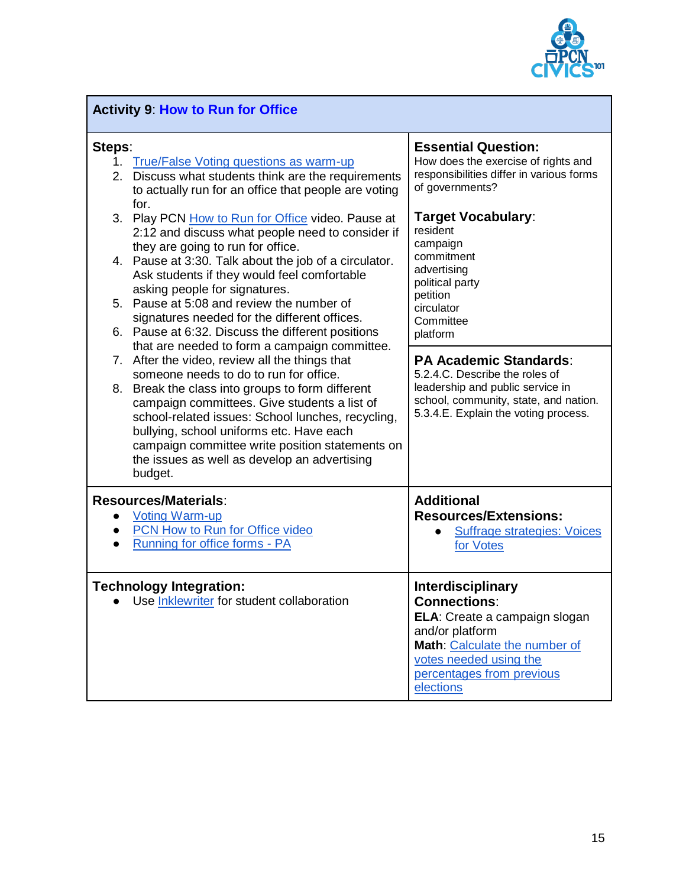## Activity 9: How to Run for Office

**Steps**:

1. True/False Voting questions as warm-up
2. Discuss what students think are the requirements to actually run for an office that people are voting for.
3. Play PCN How to Run for Office video. Pause at 2:12 and discuss what people need to consider if they are going to run for office.
4. Pause at 3:30. Talk about the job of a circulator. Ask students if they would feel comfortable asking people for signatures.
5. Pause at 5:08 and review the number of signatures needed for the different offices.
6. Pause at 6:32. Discuss the different positions that are needed to form a campaign committee.
7. After the video, review all the things that someone needs to do to run for office.
8. Break the class into groups to form different campaign committees. Give students a list of school-related issues: School lunches, recycling, bullying, school uniforms etc. Have each campaign committee write position statements on the issues as well as develop an advertising budget.

**Essential Question:**
How does the exercise of rights and responsibilities differ in various forms of governments?

**Target Vocabulary**:
resident
campaign
commitment
advertising
political party
petition
circulator
Committee
platform

**PA Academic Standards**:
5.2.4.C. Describe the roles of leadership and public service in school, community, state, and nation.
5.3.4.E. Explain the voting process.

**Resources/Materials**:

- Voting Warm-up
- PCN How to Run for Office video
- Running for office forms - PA

**Additional Resources/Extensions:**

- Suffrage strategies: Voices for Votes

**Technology Integration:**

- Use Inklewriter for student collaboration

**Interdisciplinary Connections**:
**ELA**: Create a campaign slogan and/or platform
**Math**: Calculate the number of votes needed using the percentages from previous elections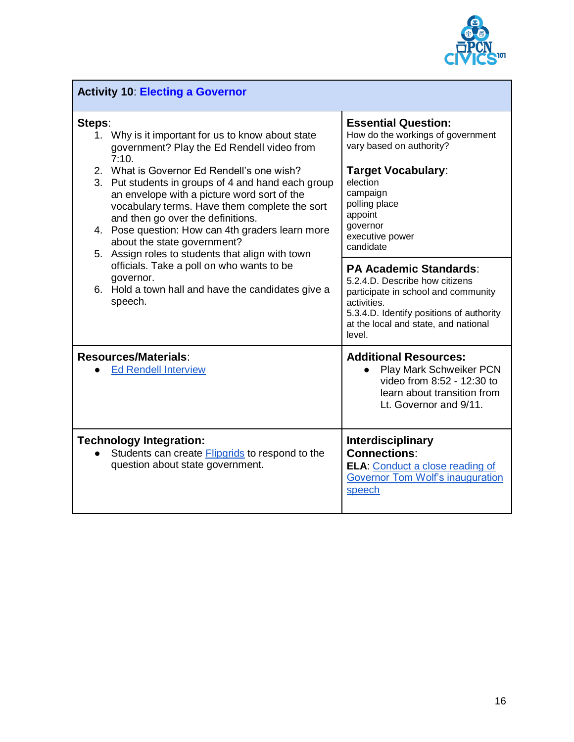## Activity 10: Electing a Governor

**Steps**:

1. Why is it important for us to know about state government? Play the Ed Rendell video from 7:10.
2. What is Governor Ed Rendell's one wish?
3. Put students in groups of 4 and hand each group an envelope with a picture word sort of the vocabulary terms. Have them complete the sort and then go over the definitions.
4. Pose question: How can 4th graders learn more about the state government?
5. Assign roles to students that align with town officials. Take a poll on who wants to be governor.
6. Hold a town hall and have the candidates give a speech.

**Essential Question:**
How do the workings of government vary based on authority?

**Target Vocabulary**:
election
campaign
polling place
appoint
governor
executive power
candidate

**PA Academic Standards**:
5.2.4.D. Describe how citizens participate in school and community activities.
5.3.4.D. Identify positions of authority at the local and state, and national level.

**Resources/Materials**:

- Ed Rendell Interview

**Additional Resources:**

- Play Mark Schweiker PCN video from 8:52 - 12:30 to learn about transition from Lt. Governor and 9/11.

**Technology Integration:**

- Students can create Flipgrids to respond to the question about state government.

**Interdisciplinary Connections**:
**ELA**: Conduct a close reading of Governor Tom Wolf's inauguration speech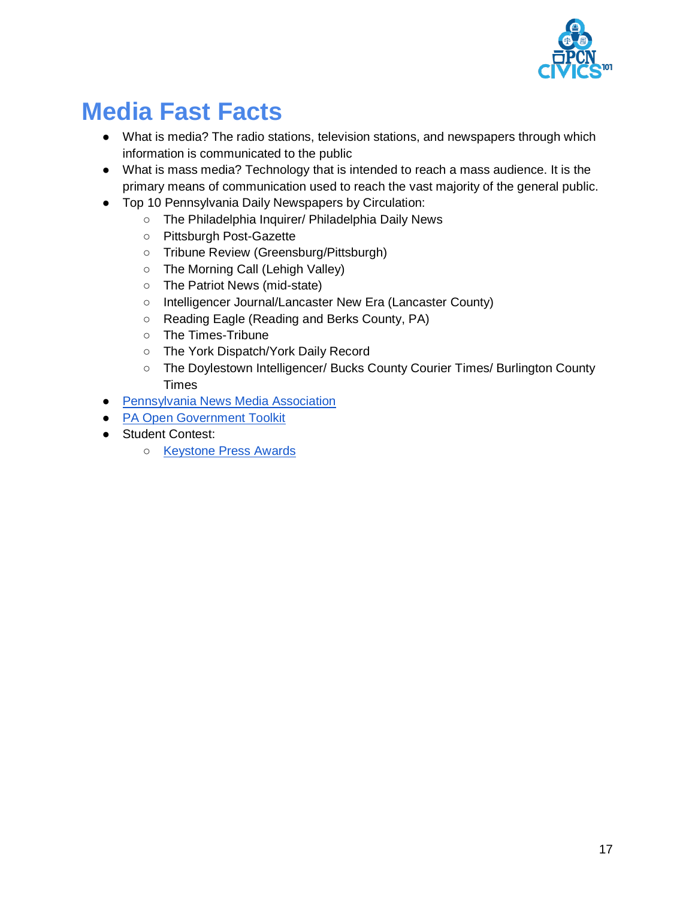# Media Fast Facts

- What is media? The radio stations, television stations, and newspapers through which information is communicated to the public
- What is mass media? Technology that is intended to reach a mass audience. It is the primary means of communication used to reach the vast majority of the general public.
- Top 10 Pennsylvania Daily Newspapers by Circulation:
  - The Philadelphia Inquirer/ Philadelphia Daily News
  - Pittsburgh Post-Gazette
  - Tribune Review (Greensburg/Pittsburgh)
  - The Morning Call (Lehigh Valley)
  - The Patriot News (mid-state)
  - Intelligencer Journal/Lancaster New Era (Lancaster County)
  - Reading Eagle (Reading and Berks County, PA)
  - The Times-Tribune
  - The York Dispatch/York Daily Record
  - The Doylestown Intelligencer/ Bucks County Courier Times/ Burlington County Times
- Pennsylvania News Media Association
- PA Open Government Toolkit
- Student Contest:
  - Keystone Press Awards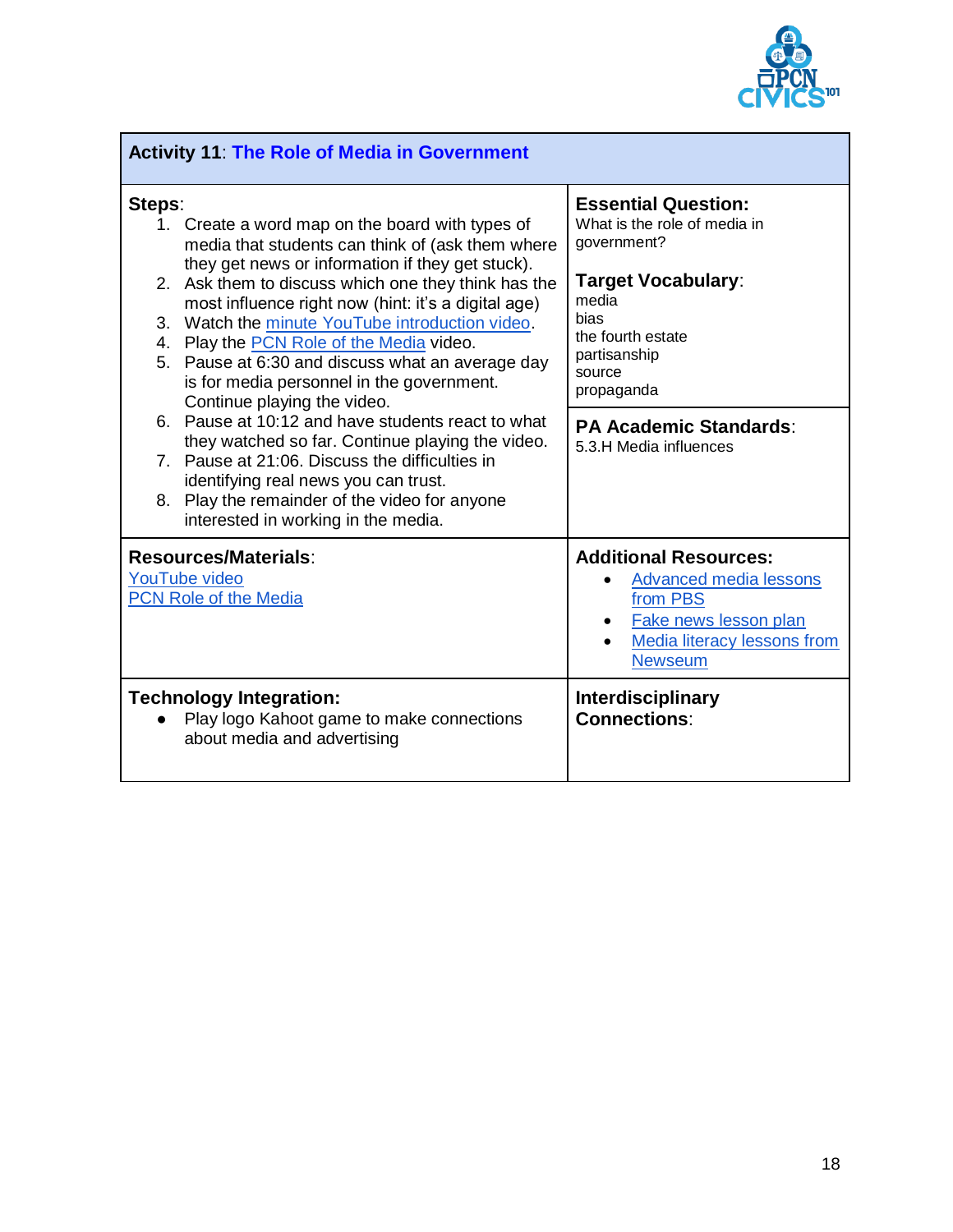## Activity 11: The Role of Media in Government

**Steps**:

1. Create a word map on the board with types of media that students can think of (ask them where they get news or information if they get stuck).
2. Ask them to discuss which one they think has the most influence right now (hint: it's a digital age)
3. Watch the minute YouTube introduction video.
4. Play the PCN Role of the Media video.
5. Pause at 6:30 and discuss what an average day is for media personnel in the government. Continue playing the video.
6. Pause at 10:12 and have students react to what they watched so far. Continue playing the video.
7. Pause at 21:06. Discuss the difficulties in identifying real news you can trust.
8. Play the remainder of the video for anyone interested in working in the media.

**Essential Question:**
What is the role of media in government?

**Target Vocabulary**:
media
bias
the fourth estate
partisanship
source
propaganda

**PA Academic Standards**:
5.3.H Media influences

**Resources/Materials**:
YouTube video
PCN Role of the Media

**Additional Resources:**

- Advanced media lessons from PBS
- Fake news lesson plan
- Media literacy lessons from Newseum

**Technology Integration:**

- Play logo Kahoot game to make connections about media and advertising

**Interdisciplinary Connections**: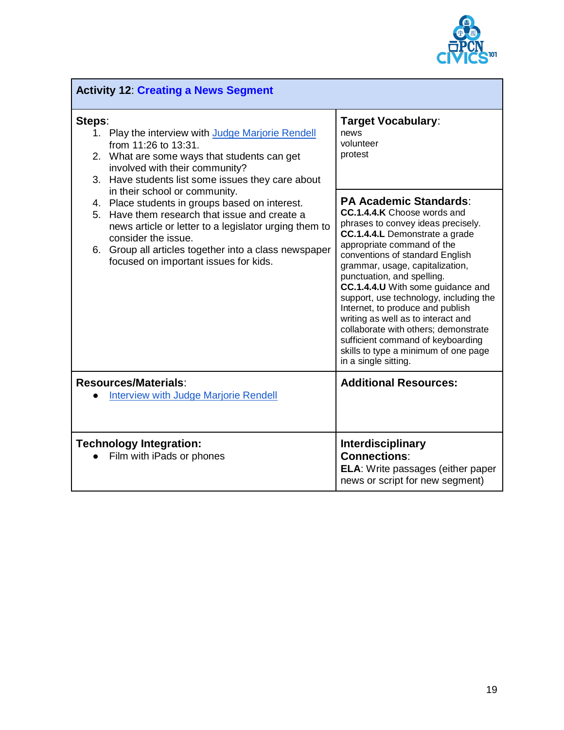## Activity 12: Creating a News Segment

**Steps**:

1. Play the interview with Judge Marjorie Rendell from 11:26 to 13:31.
2. What are some ways that students can get involved with their community?
3. Have students list some issues they care about in their school or community.
4. Place students in groups based on interest.
5. Have them research that issue and create a news article or letter to a legislator urging them to consider the issue.
6. Group all articles together into a class newspaper focused on important issues for kids.

**Target Vocabulary**:

news
volunteer
protest

**PA Academic Standards**:

**CC.1.4.4.K** Choose words and phrases to convey ideas precisely.
**CC.1.4.4.L** Demonstrate a grade appropriate command of the conventions of standard English grammar, usage, capitalization, punctuation, and spelling.
**CC.1.4.4.U** With some guidance and support, use technology, including the Internet, to produce and publish writing as well as to interact and collaborate with others; demonstrate sufficient command of keyboarding skills to type a minimum of one page in a single sitting.

**Resources/Materials**:

- Interview with Judge Marjorie Rendell

**Additional Resources:**

**Technology Integration:**

- Film with iPads or phones

**Interdisciplinary Connections**:

**ELA**: Write passages (either paper news or script for new segment)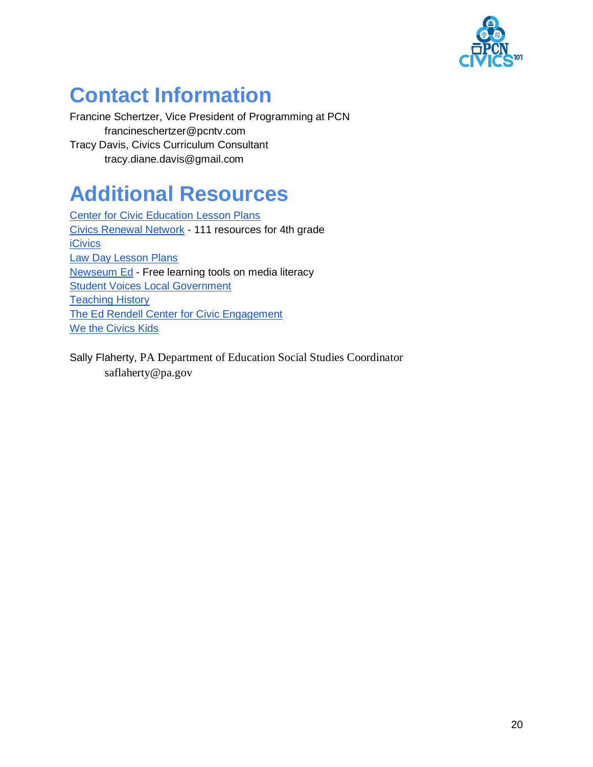# Contact Information

Francine Schertzer, Vice President of Programming at PCN
francineschertzer@pcntv.com
Tracy Davis, Civics Curriculum Consultant
tracy.diane.davis@gmail.com

# Additional Resources

Center for Civic Education Lesson Plans
Civics Renewal Network - 111 resources for 4th grade
iCivics
Law Day Lesson Plans
Newseum Ed - Free learning tools on media literacy
Student Voices Local Government
Teaching History
The Ed Rendell Center for Civic Engagement
We the Civics Kids

Sally Flaherty, PA Department of Education Social Studies Coordinator
saflaherty@pa.gov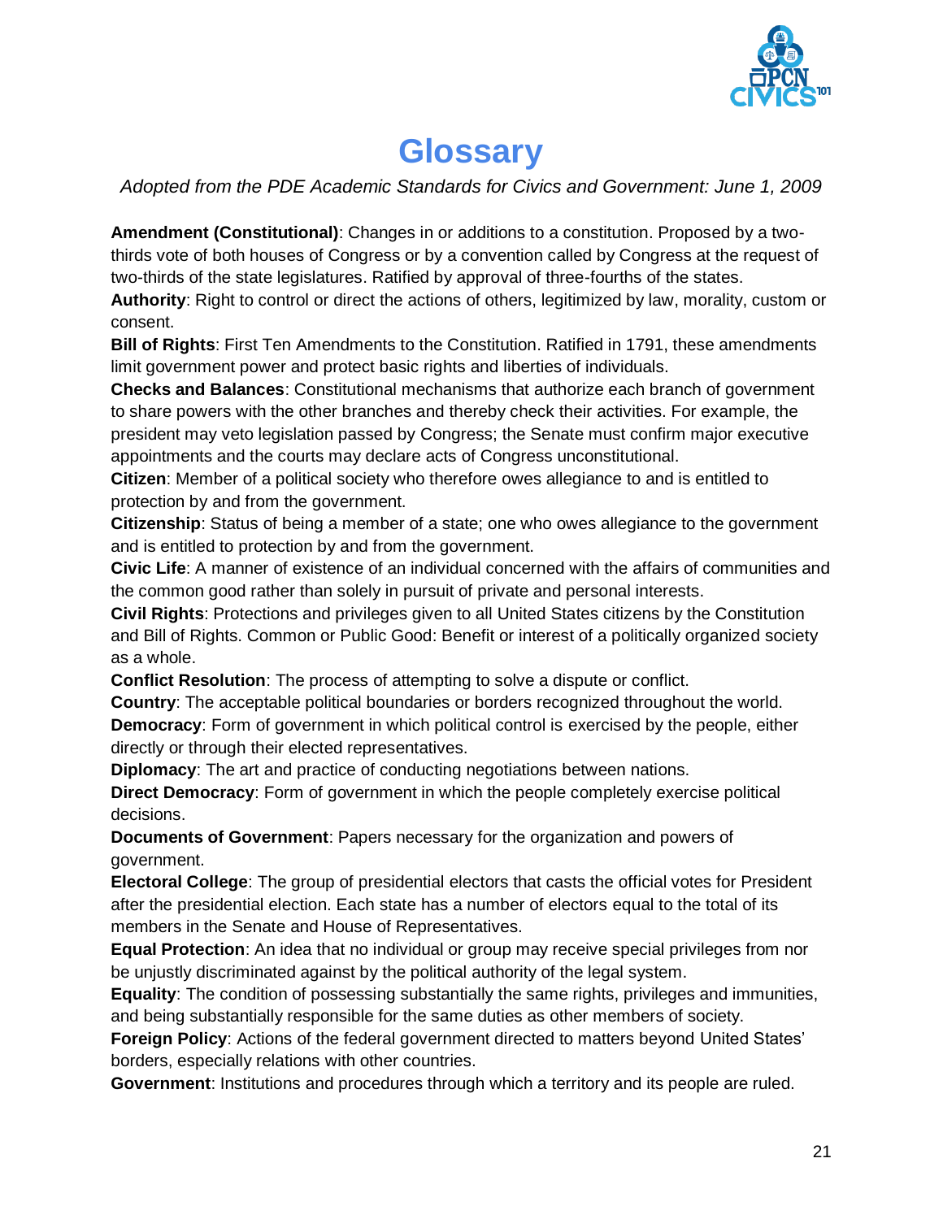# Glossary

*Adopted from the PDE Academic Standards for Civics and Government: June 1, 2009*

**Amendment (Constitutional)**: Changes in or additions to a constitution. Proposed by a two-thirds vote of both houses of Congress or by a convention called by Congress at the request of two-thirds of the state legislatures. Ratified by approval of three-fourths of the states.

**Authority**: Right to control or direct the actions of others, legitimized by law, morality, custom or consent.

**Bill of Rights**: First Ten Amendments to the Constitution. Ratified in 1791, these amendments limit government power and protect basic rights and liberties of individuals.

**Checks and Balances**: Constitutional mechanisms that authorize each branch of government to share powers with the other branches and thereby check their activities. For example, the president may veto legislation passed by Congress; the Senate must confirm major executive appointments and the courts may declare acts of Congress unconstitutional.

**Citizen**: Member of a political society who therefore owes allegiance to and is entitled to protection by and from the government.

**Citizenship**: Status of being a member of a state; one who owes allegiance to the government and is entitled to protection by and from the government.

**Civic Life**: A manner of existence of an individual concerned with the affairs of communities and the common good rather than solely in pursuit of private and personal interests.

**Civil Rights**: Protections and privileges given to all United States citizens by the Constitution and Bill of Rights. Common or Public Good: Benefit or interest of a politically organized society as a whole.

**Conflict Resolution**: The process of attempting to solve a dispute or conflict.

**Country**: The acceptable political boundaries or borders recognized throughout the world.

**Democracy**: Form of government in which political control is exercised by the people, either directly or through their elected representatives.

**Diplomacy**: The art and practice of conducting negotiations between nations.

**Direct Democracy**: Form of government in which the people completely exercise political decisions.

**Documents of Government**: Papers necessary for the organization and powers of government.

**Electoral College**: The group of presidential electors that casts the official votes for President after the presidential election. Each state has a number of electors equal to the total of its members in the Senate and House of Representatives.

**Equal Protection**: An idea that no individual or group may receive special privileges from nor be unjustly discriminated against by the political authority of the legal system.

**Equality**: The condition of possessing substantially the same rights, privileges and immunities, and being substantially responsible for the same duties as other members of society.

**Foreign Policy**: Actions of the federal government directed to matters beyond United States' borders, especially relations with other countries.

**Government**: Institutions and procedures through which a territory and its people are ruled.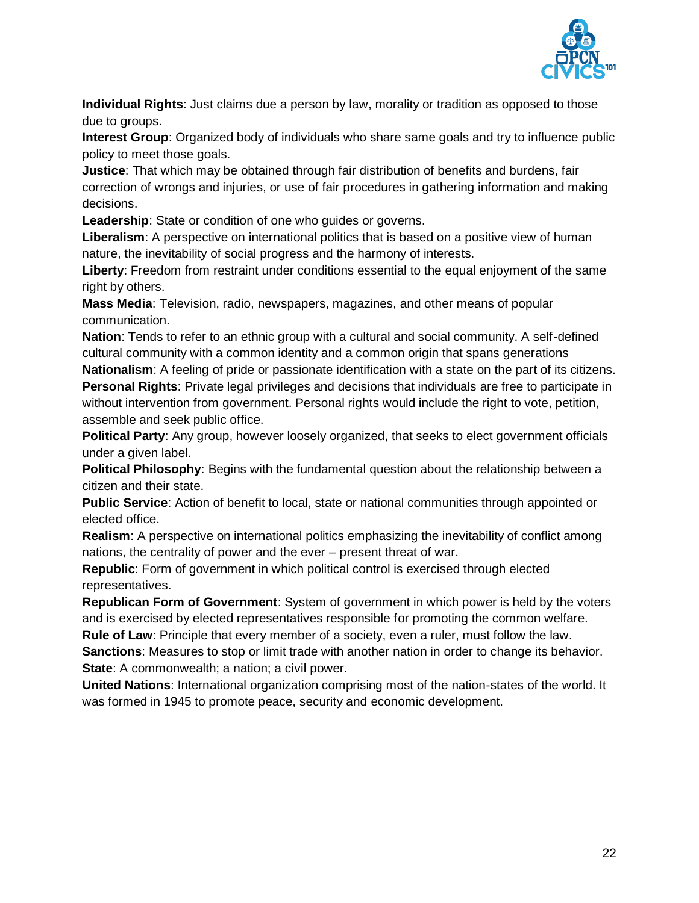**Individual Rights**: Just claims due a person by law, morality or tradition as opposed to those due to groups.

**Interest Group**: Organized body of individuals who share same goals and try to influence public policy to meet those goals.

**Justice**: That which may be obtained through fair distribution of benefits and burdens, fair correction of wrongs and injuries, or use of fair procedures in gathering information and making decisions.

**Leadership**: State or condition of one who guides or governs.

**Liberalism**: A perspective on international politics that is based on a positive view of human nature, the inevitability of social progress and the harmony of interests.

**Liberty**: Freedom from restraint under conditions essential to the equal enjoyment of the same right by others.

**Mass Media**: Television, radio, newspapers, magazines, and other means of popular communication.

**Nation**: Tends to refer to an ethnic group with a cultural and social community. A self-defined cultural community with a common identity and a common origin that spans generations

**Nationalism**: A feeling of pride or passionate identification with a state on the part of its citizens.

**Personal Rights**: Private legal privileges and decisions that individuals are free to participate in without intervention from government. Personal rights would include the right to vote, petition, assemble and seek public office.

**Political Party**: Any group, however loosely organized, that seeks to elect government officials under a given label.

**Political Philosophy**: Begins with the fundamental question about the relationship between a citizen and their state.

**Public Service**: Action of benefit to local, state or national communities through appointed or elected office.

**Realism**: A perspective on international politics emphasizing the inevitability of conflict among nations, the centrality of power and the ever – present threat of war.

**Republic**: Form of government in which political control is exercised through elected representatives.

**Republican Form of Government**: System of government in which power is held by the voters and is exercised by elected representatives responsible for promoting the common welfare.

**Rule of Law**: Principle that every member of a society, even a ruler, must follow the law.

**Sanctions**: Measures to stop or limit trade with another nation in order to change its behavior.

**State**: A commonwealth; a nation; a civil power.

**United Nations**: International organization comprising most of the nation-states of the world. It was formed in 1945 to promote peace, security and economic development.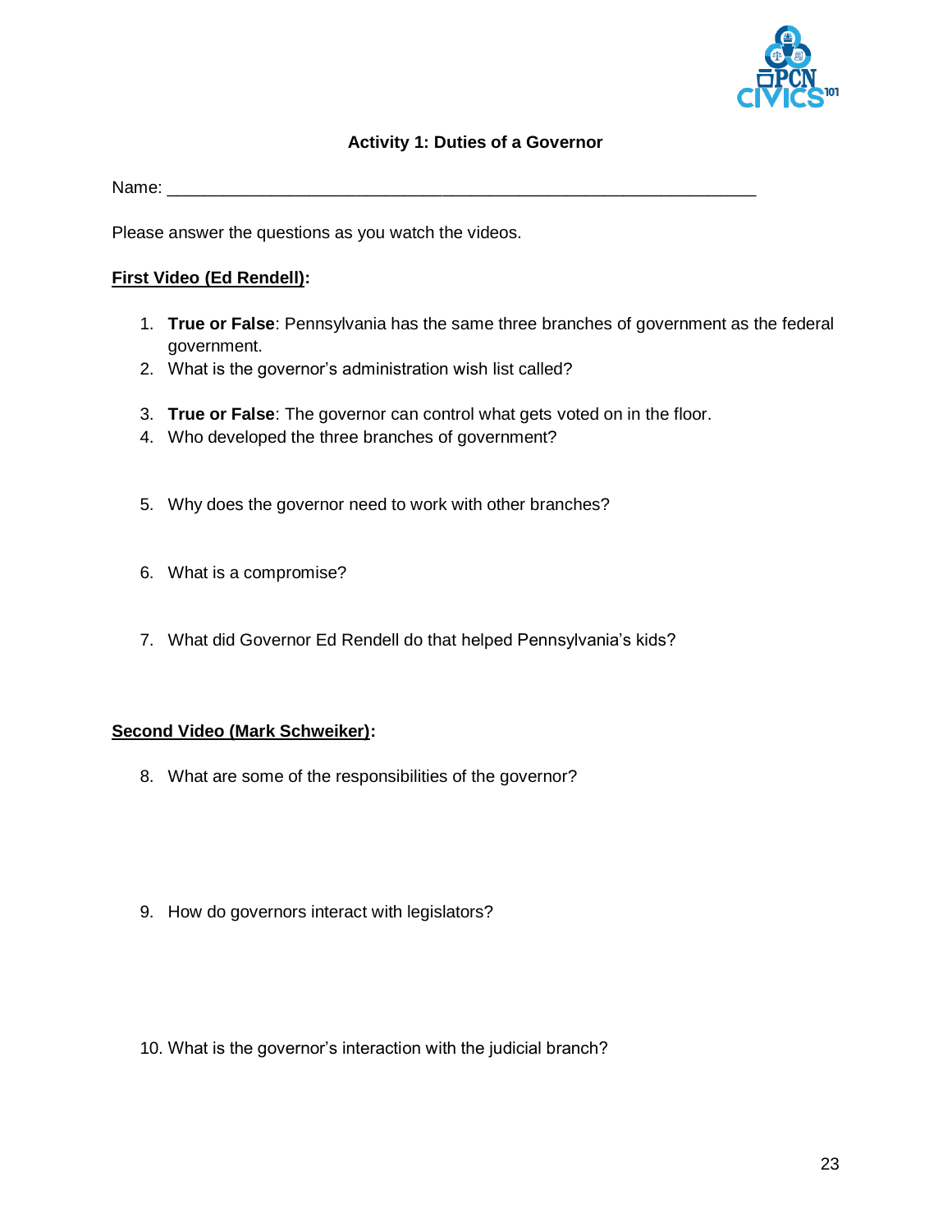### Activity 1: Duties of a Governor

Name: ___________________________________________________________

Please answer the questions as you watch the videos.

**First Video (Ed Rendell):**

1. **True or False**: Pennsylvania has the same three branches of government as the federal government.
2. What is the governor's administration wish list called?
3. **True or False**: The governor can control what gets voted on in the floor.
4. Who developed the three branches of government?
5. Why does the governor need to work with other branches?
6. What is a compromise?
7. What did Governor Ed Rendell do that helped Pennsylvania's kids?

**Second Video (Mark Schweiker):**

8. What are some of the responsibilities of the governor?
9. How do governors interact with legislators?
10. What is the governor's interaction with the judicial branch?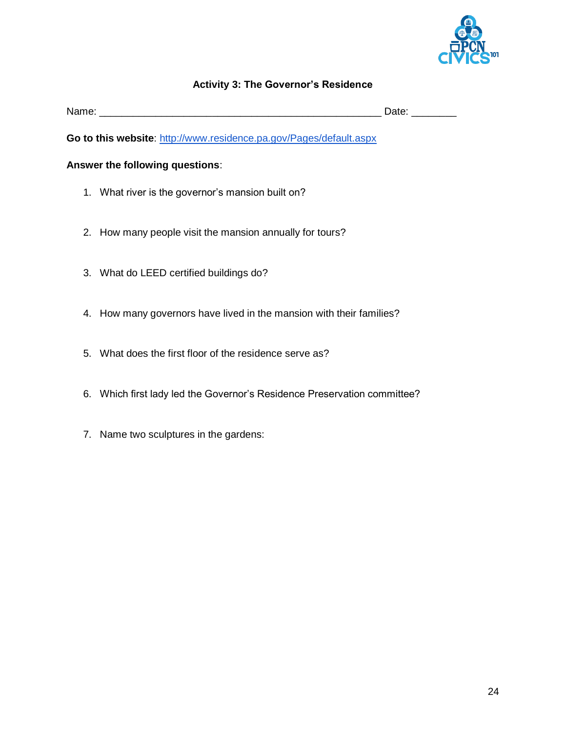### Activity 3: The Governor's Residence

Name: ___________________________________________________ Date: ________

**Go to this website**: [http://www.residence.pa.gov/Pages/default.aspx](http://www.residence.pa.gov/Pages/default.aspx)

**Answer the following questions**:

1. What river is the governor's mansion built on?

2. How many people visit the mansion annually for tours?

3. What do LEED certified buildings do?

4. How many governors have lived in the mansion with their families?

5. What does the first floor of the residence serve as?

6. Which first lady led the Governor's Residence Preservation committee?

7. Name two sculptures in the gardens: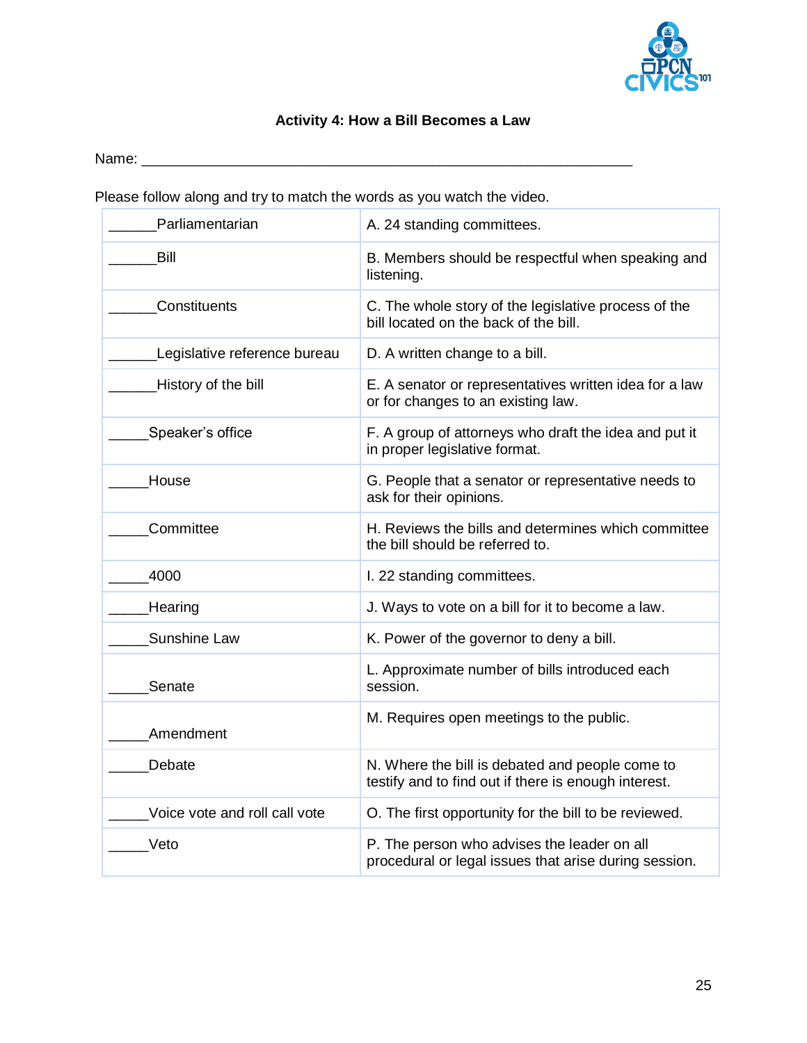### Activity 4: How a Bill Becomes a Law

Name: ___________________________________________________________________

Please follow along and try to match the words as you watch the video.

| | |
|---|---|
| ______Parliamentarian | A. 24 standing committees. |
| ______Bill | B. Members should be respectful when speaking and listening. |
| ______Constituents | C. The whole story of the legislative process of the bill located on the back of the bill. |
| ______Legislative reference bureau | D. A written change to a bill. |
| ______History of the bill | E. A senator or representatives written idea for a law or for changes to an existing law. |
| _____Speaker's office | F. A group of attorneys who draft the idea and put it in proper legislative format. |
| _____House | G. People that a senator or representative needs to ask for their opinions. |
| _____Committee | H. Reviews the bills and determines which committee the bill should be referred to. |
| _____4000 | I. 22 standing committees. |
| _____Hearing | J. Ways to vote on a bill for it to become a law. |
| _____Sunshine Law | K. Power of the governor to deny a bill. |
| _____Senate | L. Approximate number of bills introduced each session. |
| _____Amendment | M. Requires open meetings to the public. |
| _____Debate | N. Where the bill is debated and people come to testify and to find out if there is enough interest. |
| _____Voice vote and roll call vote | O. The first opportunity for the bill to be reviewed. |
| _____Veto | P. The person who advises the leader on all procedural or legal issues that arise during session. |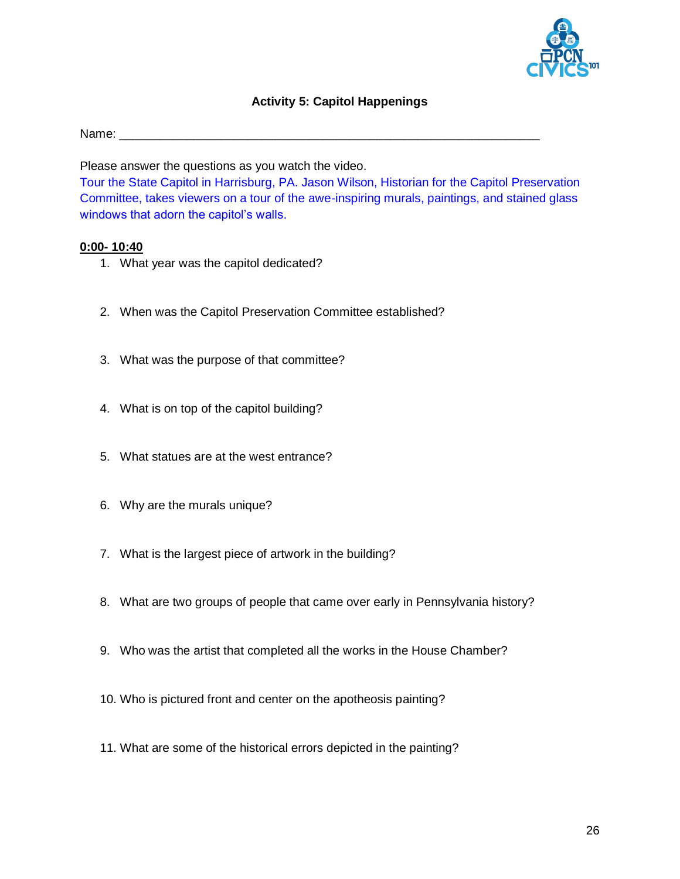### Activity 5: Capitol Happenings

Name: ______________________________________________________________

Please answer the questions as you watch the video.

Tour the State Capitol in Harrisburg, PA. Jason Wilson, Historian for the Capitol Preservation Committee, takes viewers on a tour of the awe-inspiring murals, paintings, and stained glass windows that adorn the capitol's walls.

**0:00- 10:40**

1. What year was the capitol dedicated?

2. When was the Capitol Preservation Committee established?

3. What was the purpose of that committee?

4. What is on top of the capitol building?

5. What statues are at the west entrance?

6. Why are the murals unique?

7. What is the largest piece of artwork in the building?

8. What are two groups of people that came over early in Pennsylvania history?

9. Who was the artist that completed all the works in the House Chamber?

10. Who is pictured front and center on the apotheosis painting?

11. What are some of the historical errors depicted in the painting?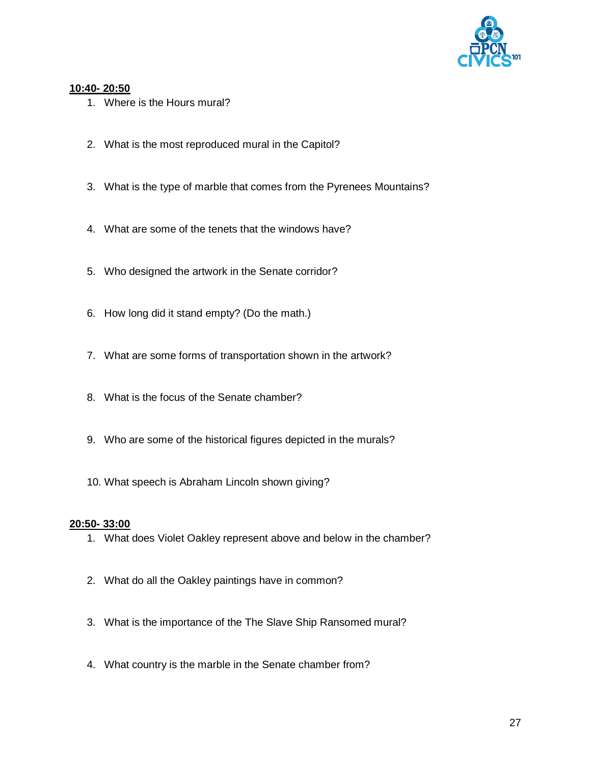**10:40- 20:50**

1. Where is the Hours mural?
2. What is the most reproduced mural in the Capitol?
3. What is the type of marble that comes from the Pyrenees Mountains?
4. What are some of the tenets that the windows have?
5. Who designed the artwork in the Senate corridor?
6. How long did it stand empty? (Do the math.)
7. What are some forms of transportation shown in the artwork?
8. What is the focus of the Senate chamber?
9. Who are some of the historical figures depicted in the murals?
10. What speech is Abraham Lincoln shown giving?

**20:50- 33:00**

1. What does Violet Oakley represent above and below in the chamber?
2. What do all the Oakley paintings have in common?
3. What is the importance of the The Slave Ship Ransomed mural?
4. What country is the marble in the Senate chamber from?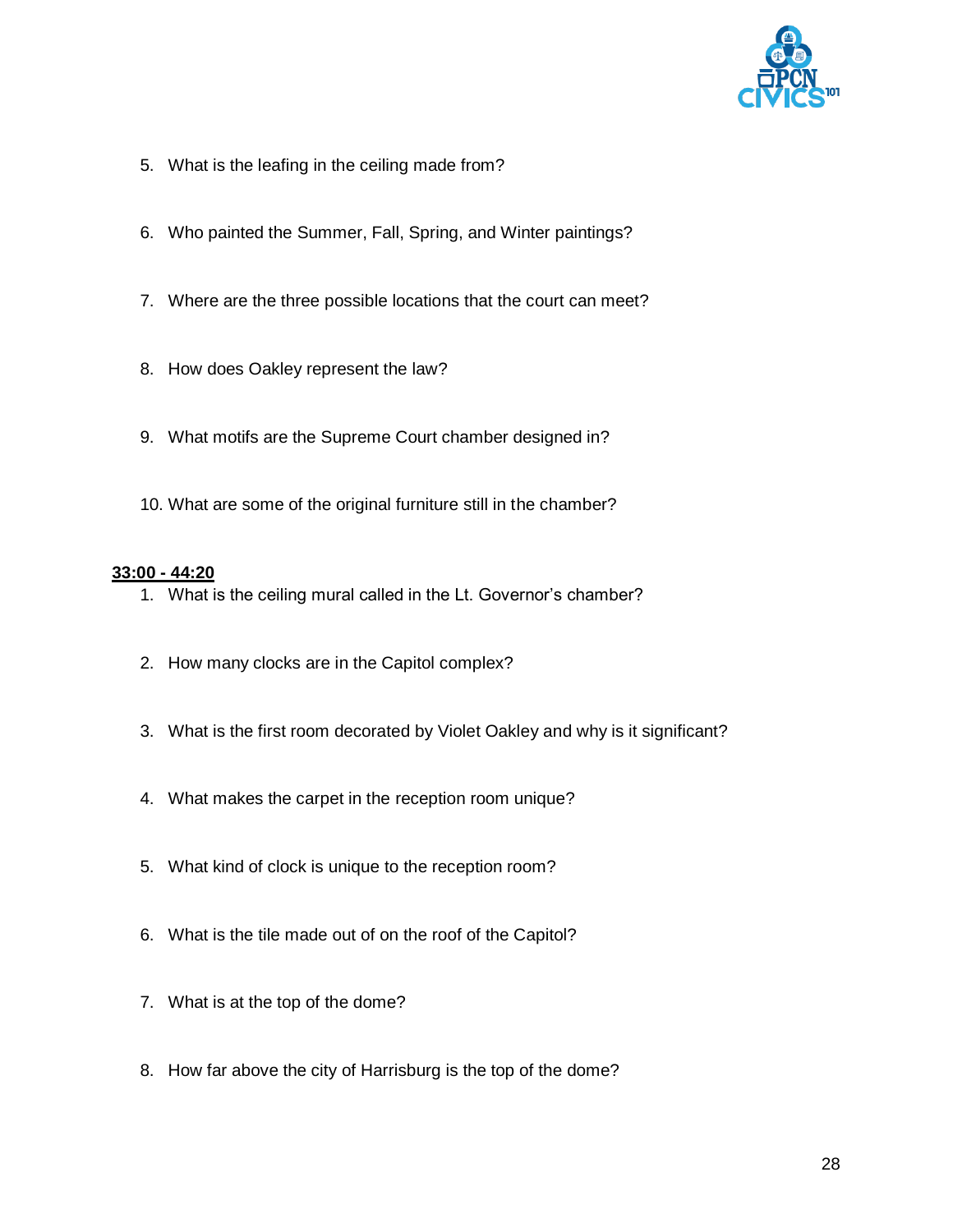5. What is the leafing in the ceiling made from?

6. Who painted the Summer, Fall, Spring, and Winter paintings?

7. Where are the three possible locations that the court can meet?

8. How does Oakley represent the law?

9. What motifs are the Supreme Court chamber designed in?

10. What are some of the original furniture still in the chamber?

**<u>33:00 - 44:20</u>**

1. What is the ceiling mural called in the Lt. Governor's chamber?

2. How many clocks are in the Capitol complex?

3. What is the first room decorated by Violet Oakley and why is it significant?

4. What makes the carpet in the reception room unique?

5. What kind of clock is unique to the reception room?

6. What is the tile made out of on the roof of the Capitol?

7. What is at the top of the dome?

8. How far above the city of Harrisburg is the top of the dome?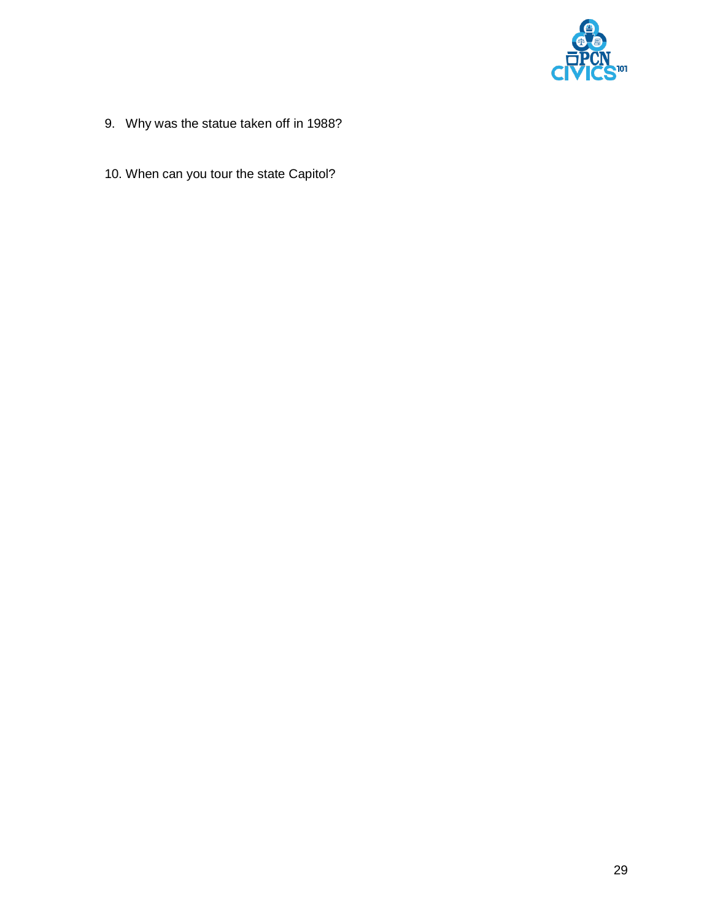9. Why was the statue taken off in 1988?

10. When can you tour the state Capitol?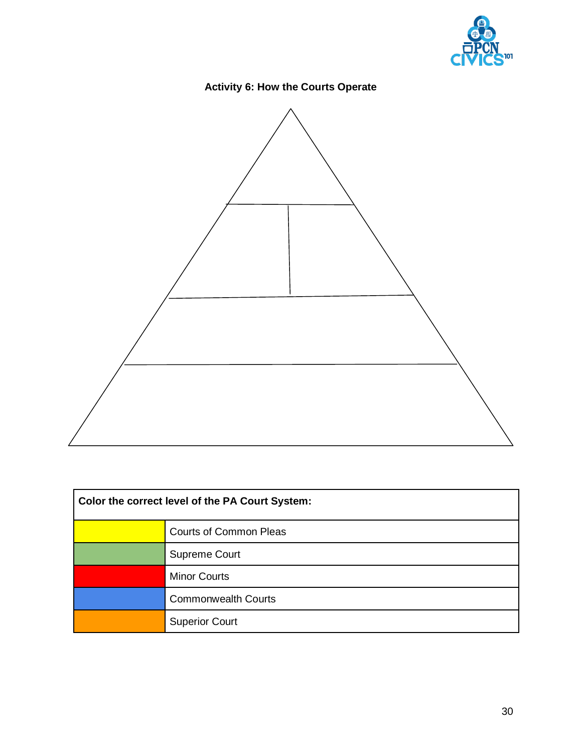### Activity 6: How the Courts Operate

| Color the correct level of the PA Court System: | |
|---|---|
| (yellow) | Courts of Common Pleas |
| (green) | Supreme Court |
| (red) | Minor Courts |
| (blue) | Commonwealth Courts |
| (orange) | Superior Court |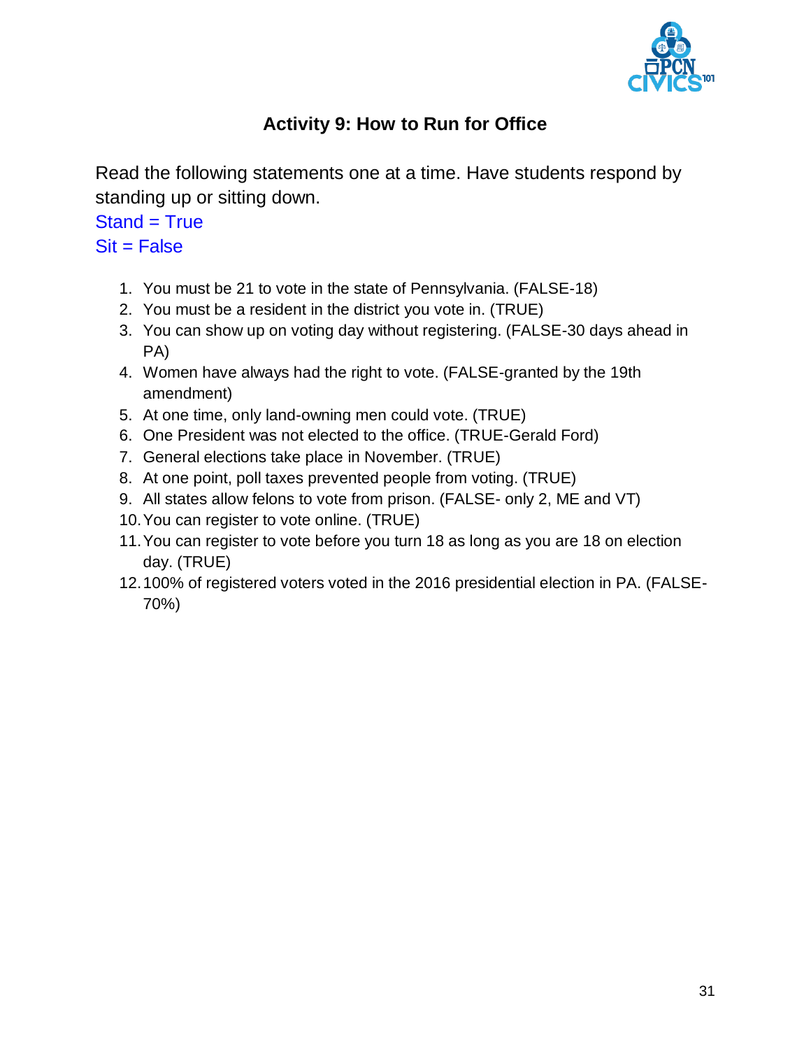## Activity 9: How to Run for Office

Read the following statements one at a time. Have students respond by standing up or sitting down.

Stand = True

Sit = False

1. You must be 21 to vote in the state of Pennsylvania. (FALSE-18)
2. You must be a resident in the district you vote in. (TRUE)
3. You can show up on voting day without registering. (FALSE-30 days ahead in PA)
4. Women have always had the right to vote. (FALSE-granted by the 19th amendment)
5. At one time, only land-owning men could vote. (TRUE)
6. One President was not elected to the office. (TRUE-Gerald Ford)
7. General elections take place in November. (TRUE)
8. At one point, poll taxes prevented people from voting. (TRUE)
9. All states allow felons to vote from prison. (FALSE- only 2, ME and VT)
10. You can register to vote online. (TRUE)
11. You can register to vote before you turn 18 as long as you are 18 on election day. (TRUE)
12. 100% of registered voters voted in the 2016 presidential election in PA. (FALSE-70%)